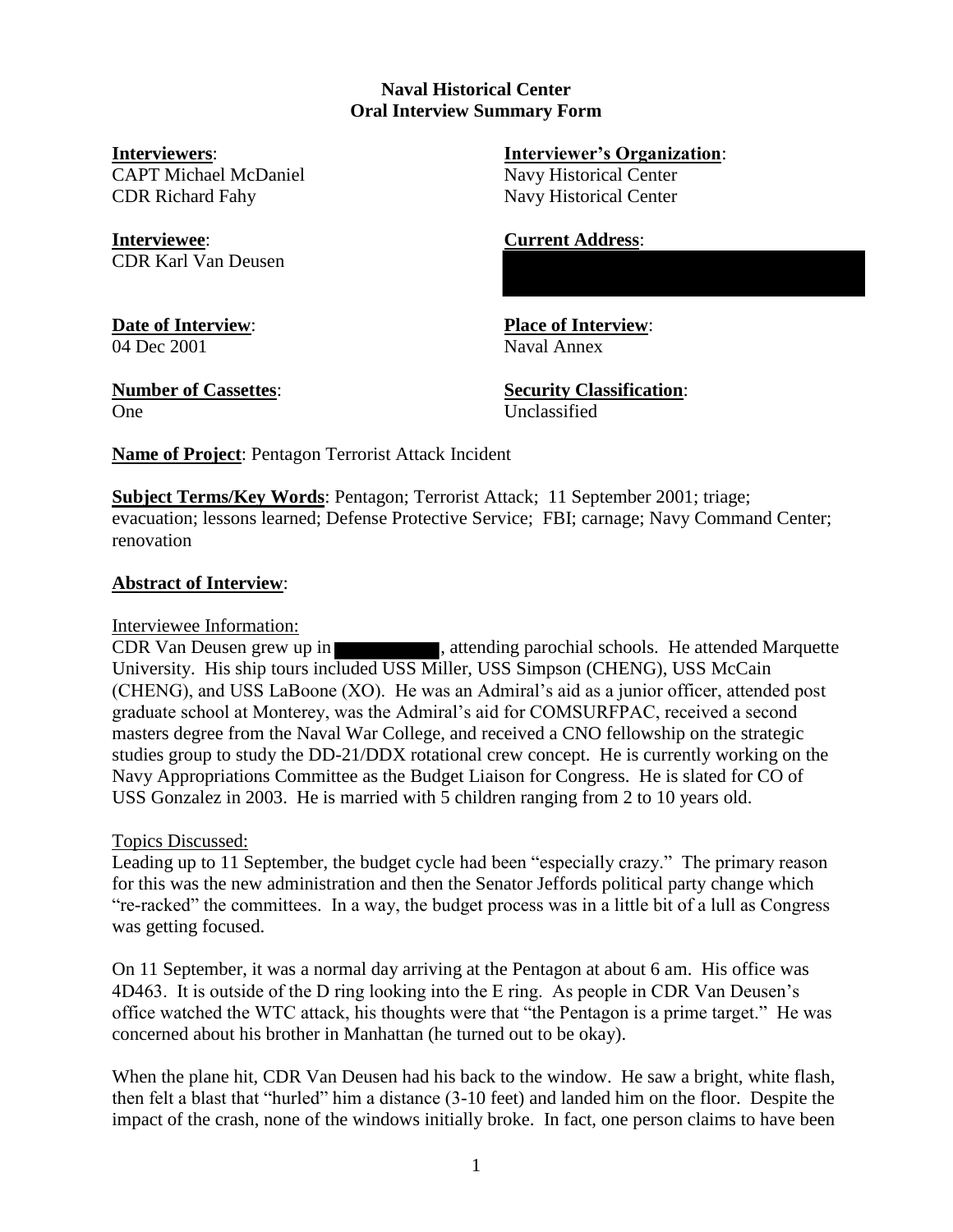**Naval Historical Center**
**Oral Interview Summary Form**

**Interviewers**:
CAPT Michael McDaniel
CDR Richard Fahy

**Interviewer's Organization**:
Navy Historical Center
Navy Historical Center

**Interviewee**:
CDR Karl Van Deusen

**Current Address**:

**Date of Interview**:
04 Dec 2001

**Place of Interview**:
Naval Annex

**Number of Cassettes**:
One

**Security Classification**:
Unclassified

**Name of Project**: Pentagon Terrorist Attack Incident

**Subject Terms/Key Words**: Pentagon; Terrorist Attack; 11 September 2001; triage; evacuation; lessons learned; Defense Protective Service; FBI; carnage; Navy Command Center; renovation

**Abstract of Interview**:

Interviewee Information:

CDR Van Deusen grew up in , attending parochial schools. He attended Marquette University. His ship tours included USS Miller, USS Simpson (CHENG), USS McCain (CHENG), and USS LaBoone (XO). He was an Admiral's aid as a junior officer, attended post graduate school at Monterey, was the Admiral's aid for COMSURFPAC, received a second masters degree from the Naval War College, and received a CNO fellowship on the strategic studies group to study the DD-21/DDX rotational crew concept. He is currently working on the Navy Appropriations Committee as the Budget Liaison for Congress. He is slated for CO of USS Gonzalez in 2003. He is married with 5 children ranging from 2 to 10 years old.

Topics Discussed:

Leading up to 11 September, the budget cycle had been "especially crazy." The primary reason for this was the new administration and then the Senator Jeffords political party change which "re-racked" the committees. In a way, the budget process was in a little bit of a lull as Congress was getting focused.

On 11 September, it was a normal day arriving at the Pentagon at about 6 am. His office was 4D463. It is outside of the D ring looking into the E ring. As people in CDR Van Deusen's office watched the WTC attack, his thoughts were that "the Pentagon is a prime target." He was concerned about his brother in Manhattan (he turned out to be okay).

When the plane hit, CDR Van Deusen had his back to the window. He saw a bright, white flash, then felt a blast that "hurled" him a distance (3-10 feet) and landed him on the floor. Despite the impact of the crash, none of the windows initially broke. In fact, one person claims to have been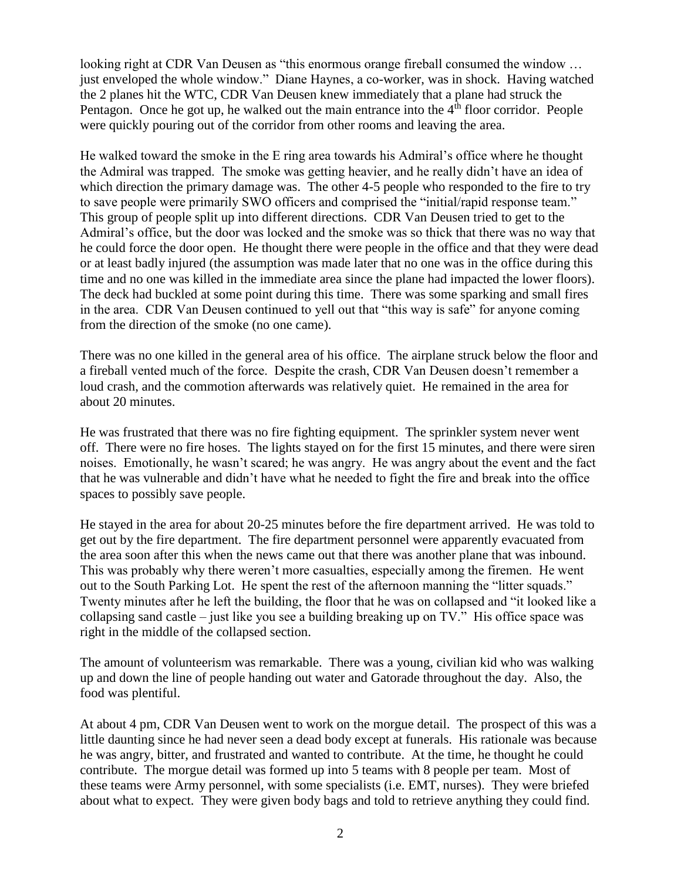looking right at CDR Van Deusen as "this enormous orange fireball consumed the window … just enveloped the whole window." Diane Haynes, a co-worker, was in shock. Having watched the 2 planes hit the WTC, CDR Van Deusen knew immediately that a plane had struck the Pentagon. Once he got up, he walked out the main entrance into the 4th floor corridor. People were quickly pouring out of the corridor from other rooms and leaving the area.

He walked toward the smoke in the E ring area towards his Admiral's office where he thought the Admiral was trapped. The smoke was getting heavier, and he really didn't have an idea of which direction the primary damage was. The other 4-5 people who responded to the fire to try to save people were primarily SWO officers and comprised the "initial/rapid response team." This group of people split up into different directions. CDR Van Deusen tried to get to the Admiral's office, but the door was locked and the smoke was so thick that there was no way that he could force the door open. He thought there were people in the office and that they were dead or at least badly injured (the assumption was made later that no one was in the office during this time and no one was killed in the immediate area since the plane had impacted the lower floors). The deck had buckled at some point during this time. There was some sparking and small fires in the area. CDR Van Deusen continued to yell out that "this way is safe" for anyone coming from the direction of the smoke (no one came).

There was no one killed in the general area of his office. The airplane struck below the floor and a fireball vented much of the force. Despite the crash, CDR Van Deusen doesn't remember a loud crash, and the commotion afterwards was relatively quiet. He remained in the area for about 20 minutes.

He was frustrated that there was no fire fighting equipment. The sprinkler system never went off. There were no fire hoses. The lights stayed on for the first 15 minutes, and there were siren noises. Emotionally, he wasn't scared; he was angry. He was angry about the event and the fact that he was vulnerable and didn't have what he needed to fight the fire and break into the office spaces to possibly save people.

He stayed in the area for about 20-25 minutes before the fire department arrived. He was told to get out by the fire department. The fire department personnel were apparently evacuated from the area soon after this when the news came out that there was another plane that was inbound. This was probably why there weren't more casualties, especially among the firemen. He went out to the South Parking Lot. He spent the rest of the afternoon manning the "litter squads." Twenty minutes after he left the building, the floor that he was on collapsed and "it looked like a collapsing sand castle – just like you see a building breaking up on TV." His office space was right in the middle of the collapsed section.

The amount of volunteerism was remarkable. There was a young, civilian kid who was walking up and down the line of people handing out water and Gatorade throughout the day. Also, the food was plentiful.

At about 4 pm, CDR Van Deusen went to work on the morgue detail. The prospect of this was a little daunting since he had never seen a dead body except at funerals. His rationale was because he was angry, bitter, and frustrated and wanted to contribute. At the time, he thought he could contribute. The morgue detail was formed up into 5 teams with 8 people per team. Most of these teams were Army personnel, with some specialists (i.e. EMT, nurses). They were briefed about what to expect. They were given body bags and told to retrieve anything they could find.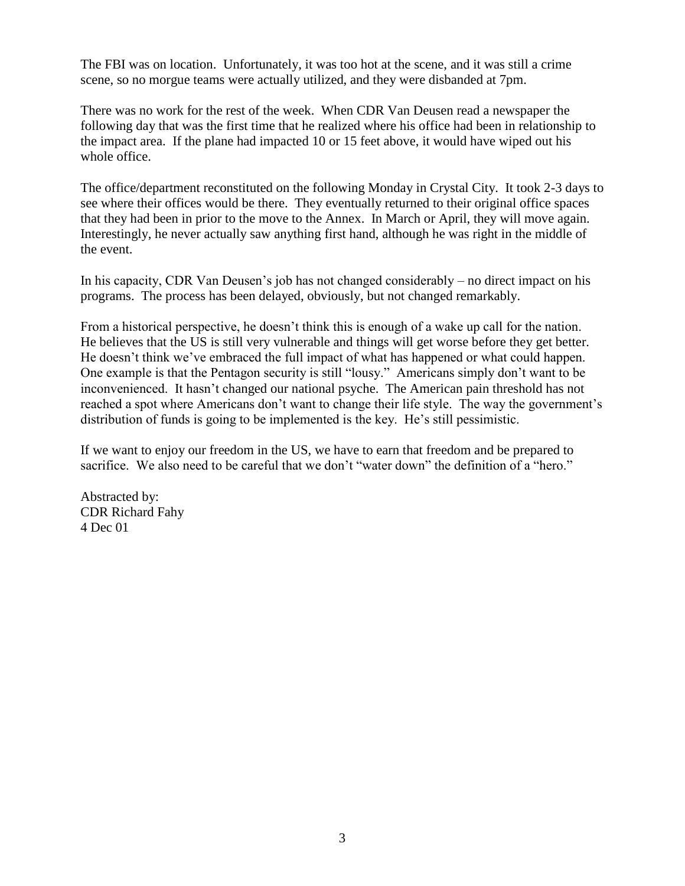The FBI was on location. Unfortunately, it was too hot at the scene, and it was still a crime scene, so no morgue teams were actually utilized, and they were disbanded at 7pm.

There was no work for the rest of the week. When CDR Van Deusen read a newspaper the following day that was the first time that he realized where his office had been in relationship to the impact area. If the plane had impacted 10 or 15 feet above, it would have wiped out his whole office.

The office/department reconstituted on the following Monday in Crystal City. It took 2-3 days to see where their offices would be there. They eventually returned to their original office spaces that they had been in prior to the move to the Annex. In March or April, they will move again. Interestingly, he never actually saw anything first hand, although he was right in the middle of the event.

In his capacity, CDR Van Deusen's job has not changed considerably – no direct impact on his programs. The process has been delayed, obviously, but not changed remarkably.

From a historical perspective, he doesn't think this is enough of a wake up call for the nation. He believes that the US is still very vulnerable and things will get worse before they get better. He doesn't think we've embraced the full impact of what has happened or what could happen. One example is that the Pentagon security is still "lousy." Americans simply don't want to be inconvenienced. It hasn't changed our national psyche. The American pain threshold has not reached a spot where Americans don't want to change their life style. The way the government's distribution of funds is going to be implemented is the key. He's still pessimistic.

If we want to enjoy our freedom in the US, we have to earn that freedom and be prepared to sacrifice. We also need to be careful that we don't "water down" the definition of a "hero."

Abstracted by:
CDR Richard Fahy
4 Dec 01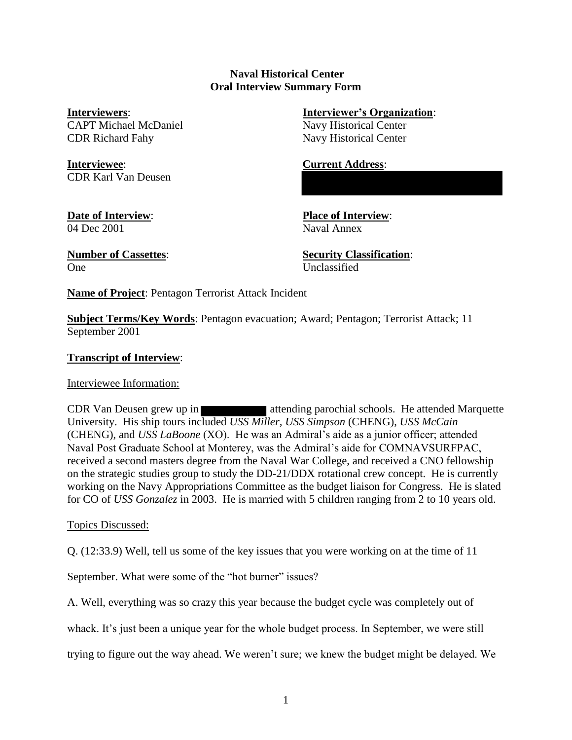**Naval Historical Center**
**Oral Interview Summary Form**

**Interviewers**:
CAPT Michael McDaniel
CDR Richard Fahy

**Interviewer's Organization**:
Navy Historical Center
Navy Historical Center

**Interviewee**:
CDR Karl Van Deusen

**Current Address**:

**Date of Interview**:
04 Dec 2001

**Place of Interview**:
Naval Annex

**Number of Cassettes**:
One

**Security Classification**:
Unclassified

**Name of Project**: Pentagon Terrorist Attack Incident

**Subject Terms/Key Words**: Pentagon evacuation; Award; Pentagon; Terrorist Attack; 11 September 2001

**Transcript of Interview**:

Interviewee Information:

CDR Van Deusen grew up in attending parochial schools. He attended Marquette University. His ship tours included *USS Miller*, *USS Simpson* (CHENG), *USS McCain* (CHENG), and *USS LaBoone* (XO). He was an Admiral's aide as a junior officer; attended Naval Post Graduate School at Monterey, was the Admiral's aide for COMNAVSURFPAC, received a second masters degree from the Naval War College, and received a CNO fellowship on the strategic studies group to study the DD-21/DDX rotational crew concept. He is currently working on the Navy Appropriations Committee as the budget liaison for Congress. He is slated for CO of *USS Gonzalez* in 2003. He is married with 5 children ranging from 2 to 10 years old.

Topics Discussed:

Q. (12:33.9) Well, tell us some of the key issues that you were working on at the time of 11 September. What were some of the "hot burner" issues?

A. Well, everything was so crazy this year because the budget cycle was completely out of whack. It's just been a unique year for the whole budget process. In September, we were still trying to figure out the way ahead. We weren't sure; we knew the budget might be delayed. We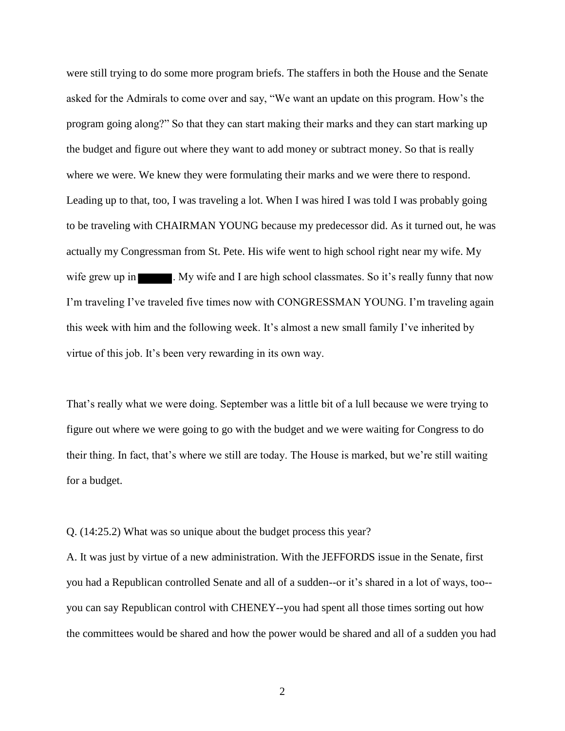were still trying to do some more program briefs. The staffers in both the House and the Senate asked for the Admirals to come over and say, "We want an update on this program. How's the program going along?" So that they can start making their marks and they can start marking up the budget and figure out where they want to add money or subtract money. So that is really where we were. We knew they were formulating their marks and we were there to respond. Leading up to that, too, I was traveling a lot. When I was hired I was told I was probably going to be traveling with CHAIRMAN YOUNG because my predecessor did. As it turned out, he was actually my Congressman from St. Pete. His wife went to high school right near my wife. My wife grew up in ▇▇▇▇. My wife and I are high school classmates. So it's really funny that now I'm traveling I've traveled five times now with CONGRESSMAN YOUNG. I'm traveling again this week with him and the following week. It's almost a new small family I've inherited by virtue of this job. It's been very rewarding in its own way.

That's really what we were doing. September was a little bit of a lull because we were trying to figure out where we were going to go with the budget and we were waiting for Congress to do their thing. In fact, that's where we still are today. The House is marked, but we're still waiting for a budget.

Q. (14:25.2) What was so unique about the budget process this year?

A. It was just by virtue of a new administration. With the JEFFORDS issue in the Senate, first you had a Republican controlled Senate and all of a sudden--or it's shared in a lot of ways, too--you can say Republican control with CHENEY--you had spent all those times sorting out how the committees would be shared and how the power would be shared and all of a sudden you had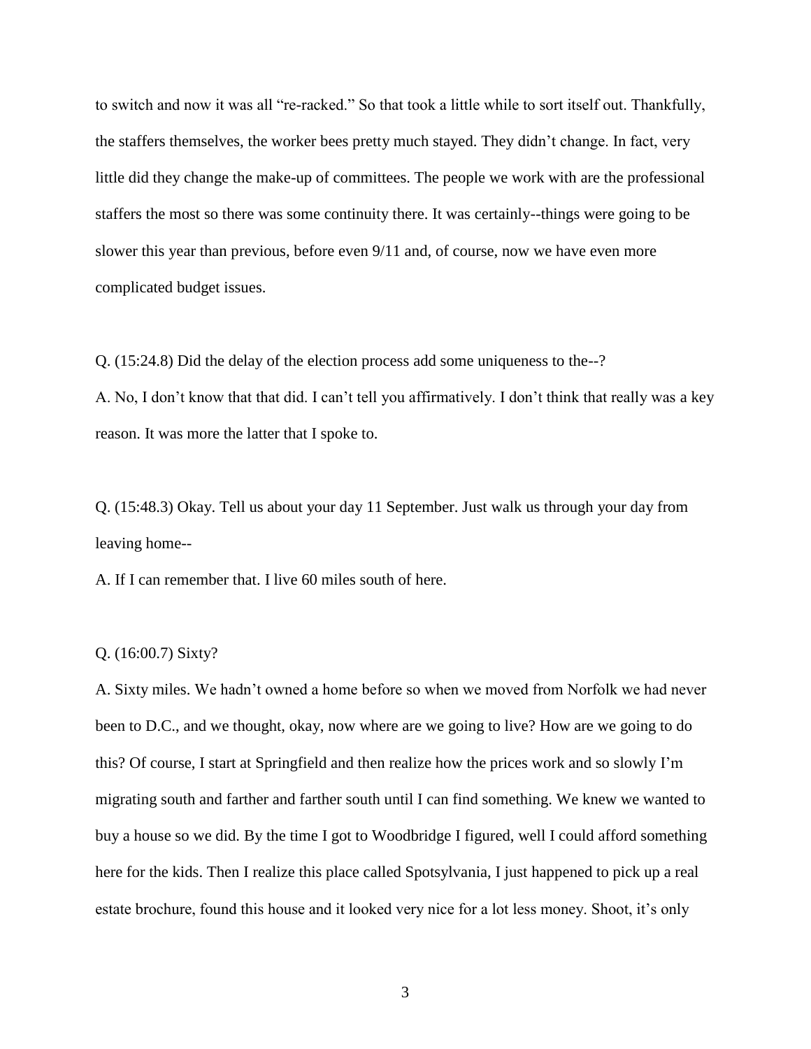to switch and now it was all "re-racked." So that took a little while to sort itself out. Thankfully, the staffers themselves, the worker bees pretty much stayed. They didn't change. In fact, very little did they change the make-up of committees. The people we work with are the professional staffers the most so there was some continuity there. It was certainly--things were going to be slower this year than previous, before even 9/11 and, of course, now we have even more complicated budget issues.

Q. (15:24.8) Did the delay of the election process add some uniqueness to the--?

A. No, I don't know that that did. I can't tell you affirmatively. I don't think that really was a key reason. It was more the latter that I spoke to.

Q. (15:48.3) Okay. Tell us about your day 11 September. Just walk us through your day from leaving home--

A. If I can remember that. I live 60 miles south of here.

Q. (16:00.7) Sixty?

A. Sixty miles. We hadn't owned a home before so when we moved from Norfolk we had never been to D.C., and we thought, okay, now where are we going to live? How are we going to do this? Of course, I start at Springfield and then realize how the prices work and so slowly I'm migrating south and farther and farther south until I can find something. We knew we wanted to buy a house so we did. By the time I got to Woodbridge I figured, well I could afford something here for the kids. Then I realize this place called Spotsylvania, I just happened to pick up a real estate brochure, found this house and it looked very nice for a lot less money. Shoot, it's only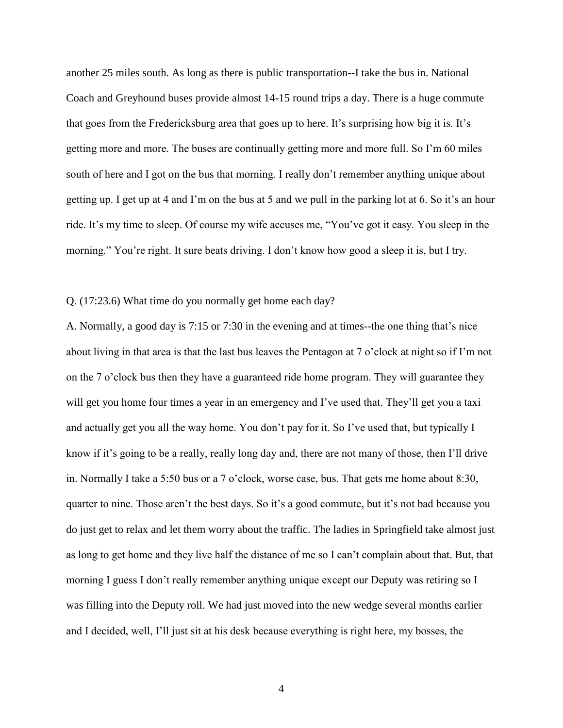another 25 miles south. As long as there is public transportation--I take the bus in. National Coach and Greyhound buses provide almost 14-15 round trips a day. There is a huge commute that goes from the Fredericksburg area that goes up to here. It's surprising how big it is. It's getting more and more. The buses are continually getting more and more full. So I'm 60 miles south of here and I got on the bus that morning. I really don't remember anything unique about getting up. I get up at 4 and I'm on the bus at 5 and we pull in the parking lot at 6. So it's an hour ride. It's my time to sleep. Of course my wife accuses me, "You've got it easy. You sleep in the morning." You're right. It sure beats driving. I don't know how good a sleep it is, but I try.

Q. (17:23.6) What time do you normally get home each day?

A. Normally, a good day is 7:15 or 7:30 in the evening and at times--the one thing that's nice about living in that area is that the last bus leaves the Pentagon at 7 o'clock at night so if I'm not on the 7 o'clock bus then they have a guaranteed ride home program. They will guarantee they will get you home four times a year in an emergency and I've used that. They'll get you a taxi and actually get you all the way home. You don't pay for it. So I've used that, but typically I know if it's going to be a really, really long day and, there are not many of those, then I'll drive in. Normally I take a 5:50 bus or a 7 o'clock, worse case, bus. That gets me home about 8:30, quarter to nine. Those aren't the best days. So it's a good commute, but it's not bad because you do just get to relax and let them worry about the traffic. The ladies in Springfield take almost just as long to get home and they live half the distance of me so I can't complain about that. But, that morning I guess I don't really remember anything unique except our Deputy was retiring so I was filling into the Deputy roll. We had just moved into the new wedge several months earlier and I decided, well, I'll just sit at his desk because everything is right here, my bosses, the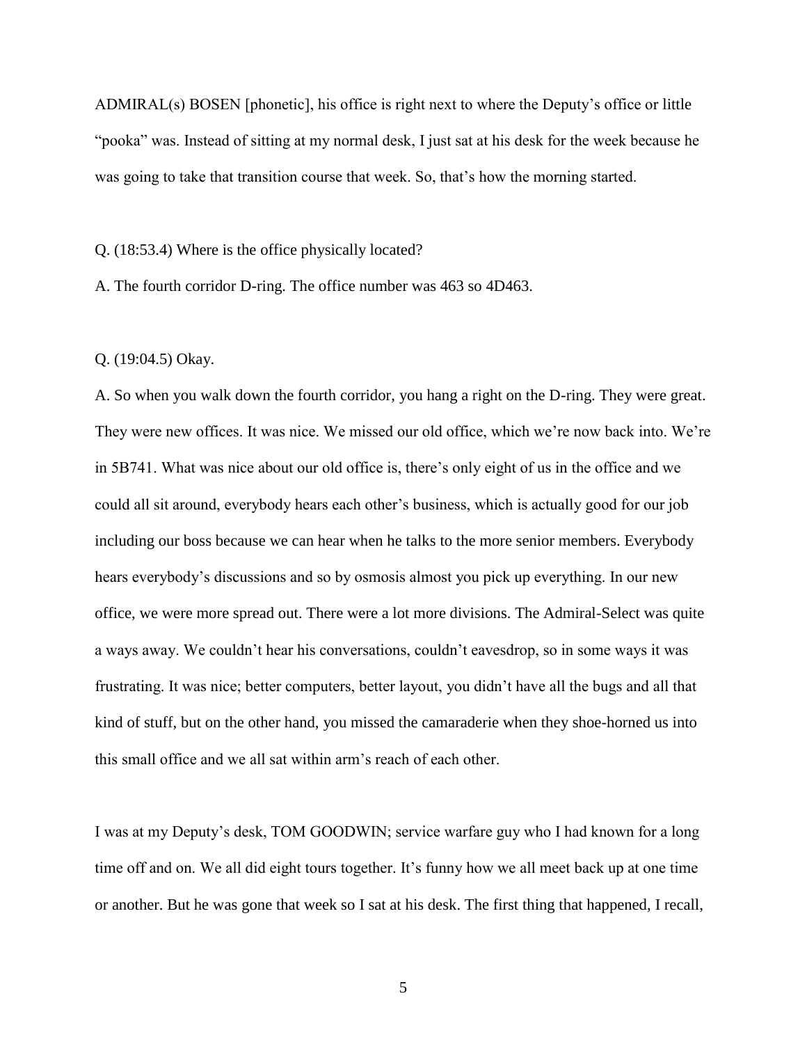ADMIRAL(s) BOSEN [phonetic], his office is right next to where the Deputy's office or little "pooka" was. Instead of sitting at my normal desk, I just sat at his desk for the week because he was going to take that transition course that week. So, that's how the morning started.

Q. (18:53.4) Where is the office physically located?

A. The fourth corridor D-ring. The office number was 463 so 4D463.

Q. (19:04.5) Okay.

A. So when you walk down the fourth corridor, you hang a right on the D-ring. They were great. They were new offices. It was nice. We missed our old office, which we're now back into. We're in 5B741. What was nice about our old office is, there's only eight of us in the office and we could all sit around, everybody hears each other's business, which is actually good for our job including our boss because we can hear when he talks to the more senior members. Everybody hears everybody's discussions and so by osmosis almost you pick up everything. In our new office, we were more spread out. There were a lot more divisions. The Admiral-Select was quite a ways away. We couldn't hear his conversations, couldn't eavesdrop, so in some ways it was frustrating. It was nice; better computers, better layout, you didn't have all the bugs and all that kind of stuff, but on the other hand, you missed the camaraderie when they shoe-horned us into this small office and we all sat within arm's reach of each other.

I was at my Deputy's desk, TOM GOODWIN; service warfare guy who I had known for a long time off and on. We all did eight tours together. It's funny how we all meet back up at one time or another. But he was gone that week so I sat at his desk. The first thing that happened, I recall,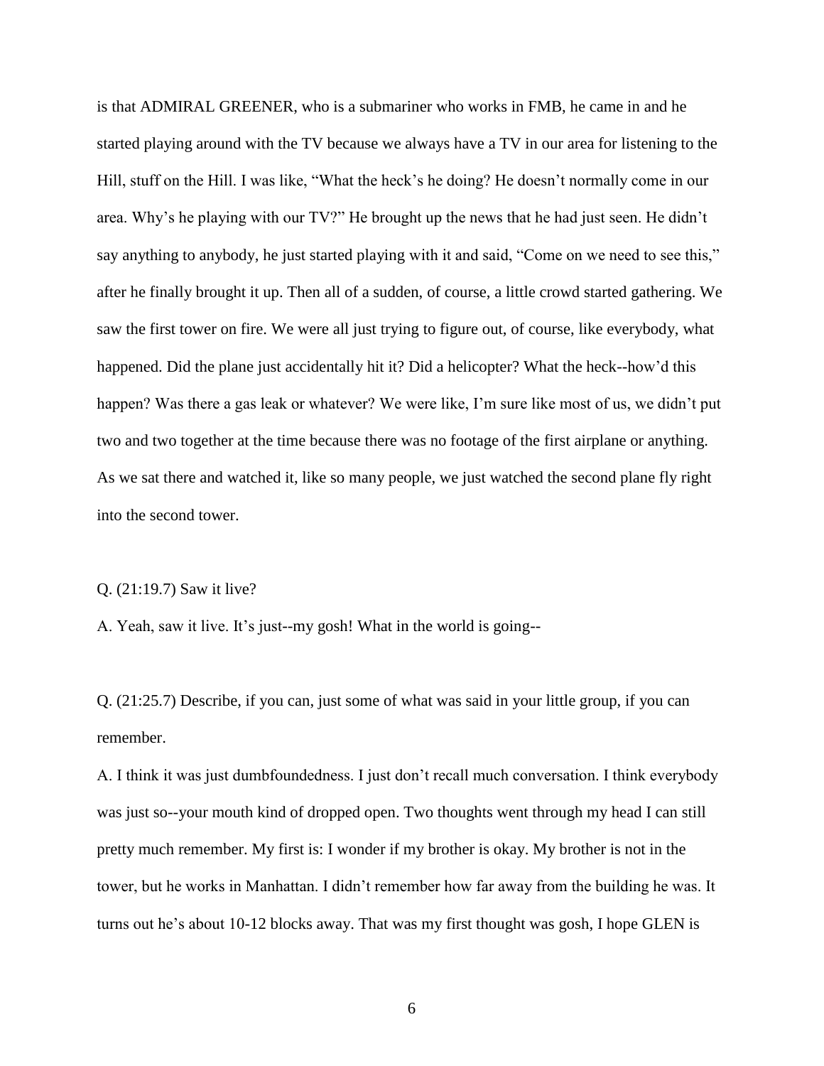is that ADMIRAL GREENER, who is a submariner who works in FMB, he came in and he started playing around with the TV because we always have a TV in our area for listening to the Hill, stuff on the Hill. I was like, “What the heck’s he doing? He doesn’t normally come in our area. Why’s he playing with our TV?” He brought up the news that he had just seen. He didn’t say anything to anybody, he just started playing with it and said, “Come on we need to see this,” after he finally brought it up. Then all of a sudden, of course, a little crowd started gathering. We saw the first tower on fire. We were all just trying to figure out, of course, like everybody, what happened. Did the plane just accidentally hit it? Did a helicopter? What the heck--how’d this happen? Was there a gas leak or whatever? We were like, I’m sure like most of us, we didn’t put two and two together at the time because there was no footage of the first airplane or anything. As we sat there and watched it, like so many people, we just watched the second plane fly right into the second tower.

Q. (21:19.7) Saw it live?

A. Yeah, saw it live. It’s just--my gosh! What in the world is going--

Q. (21:25.7) Describe, if you can, just some of what was said in your little group, if you can remember.

A. I think it was just dumbfoundedness. I just don’t recall much conversation. I think everybody was just so--your mouth kind of dropped open. Two thoughts went through my head I can still pretty much remember. My first is: I wonder if my brother is okay. My brother is not in the tower, but he works in Manhattan. I didn’t remember how far away from the building he was. It turns out he’s about 10-12 blocks away. That was my first thought was gosh, I hope GLEN is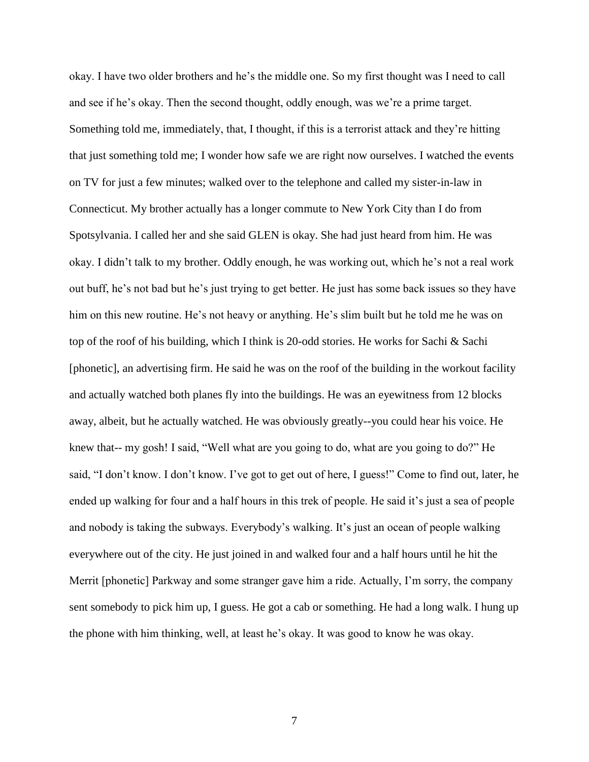okay. I have two older brothers and he's the middle one. So my first thought was I need to call and see if he's okay. Then the second thought, oddly enough, was we're a prime target. Something told me, immediately, that, I thought, if this is a terrorist attack and they're hitting that just something told me; I wonder how safe we are right now ourselves. I watched the events on TV for just a few minutes; walked over to the telephone and called my sister-in-law in Connecticut. My brother actually has a longer commute to New York City than I do from Spotsylvania. I called her and she said GLEN is okay. She had just heard from him. He was okay. I didn't talk to my brother. Oddly enough, he was working out, which he's not a real work out buff, he's not bad but he's just trying to get better. He just has some back issues so they have him on this new routine. He's not heavy or anything. He's slim built but he told me he was on top of the roof of his building, which I think is 20-odd stories. He works for Sachi & Sachi [phonetic], an advertising firm. He said he was on the roof of the building in the workout facility and actually watched both planes fly into the buildings. He was an eyewitness from 12 blocks away, albeit, but he actually watched. He was obviously greatly--you could hear his voice. He knew that-- my gosh! I said, "Well what are you going to do, what are you going to do?" He said, "I don't know. I don't know. I've got to get out of here, I guess!" Come to find out, later, he ended up walking for four and a half hours in this trek of people. He said it's just a sea of people and nobody is taking the subways. Everybody's walking. It's just an ocean of people walking everywhere out of the city. He just joined in and walked four and a half hours until he hit the Merrit [phonetic] Parkway and some stranger gave him a ride. Actually, I'm sorry, the company sent somebody to pick him up, I guess. He got a cab or something. He had a long walk. I hung up the phone with him thinking, well, at least he's okay. It was good to know he was okay.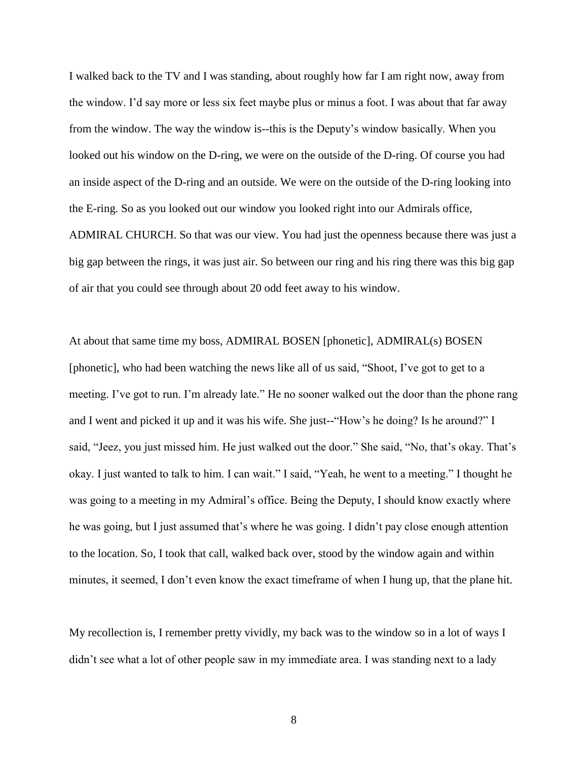I walked back to the TV and I was standing, about roughly how far I am right now, away from the window. I'd say more or less six feet maybe plus or minus a foot. I was about that far away from the window. The way the window is--this is the Deputy's window basically. When you looked out his window on the D-ring, we were on the outside of the D-ring. Of course you had an inside aspect of the D-ring and an outside. We were on the outside of the D-ring looking into the E-ring. So as you looked out our window you looked right into our Admirals office, ADMIRAL CHURCH. So that was our view. You had just the openness because there was just a big gap between the rings, it was just air. So between our ring and his ring there was this big gap of air that you could see through about 20 odd feet away to his window.

At about that same time my boss, ADMIRAL BOSEN [phonetic], ADMIRAL(s) BOSEN [phonetic], who had been watching the news like all of us said, "Shoot, I've got to get to a meeting. I've got to run. I'm already late." He no sooner walked out the door than the phone rang and I went and picked it up and it was his wife. She just--"How's he doing? Is he around?" I said, "Jeez, you just missed him. He just walked out the door." She said, "No, that's okay. That's okay. I just wanted to talk to him. I can wait." I said, "Yeah, he went to a meeting." I thought he was going to a meeting in my Admiral's office. Being the Deputy, I should know exactly where he was going, but I just assumed that's where he was going. I didn't pay close enough attention to the location. So, I took that call, walked back over, stood by the window again and within minutes, it seemed, I don't even know the exact timeframe of when I hung up, that the plane hit.

My recollection is, I remember pretty vividly, my back was to the window so in a lot of ways I didn't see what a lot of other people saw in my immediate area. I was standing next to a lady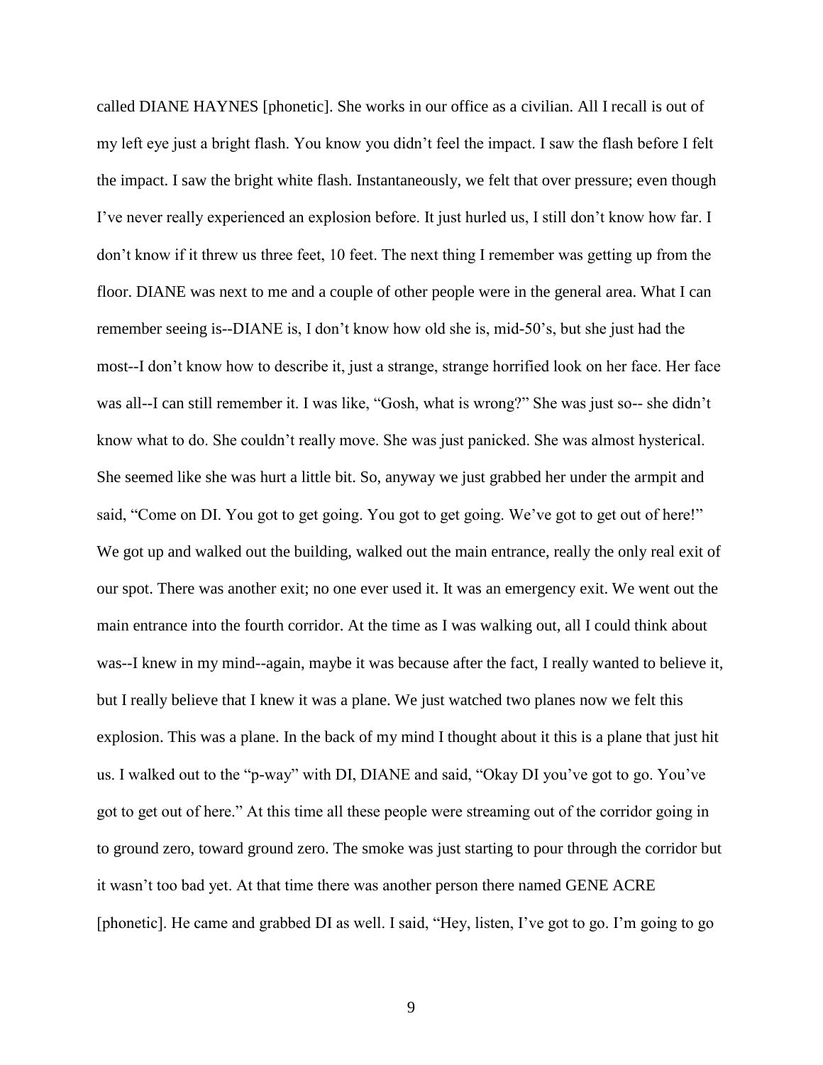called DIANE HAYNES [phonetic]. She works in our office as a civilian. All I recall is out of my left eye just a bright flash. You know you didn't feel the impact. I saw the flash before I felt the impact. I saw the bright white flash. Instantaneously, we felt that over pressure; even though I've never really experienced an explosion before. It just hurled us, I still don't know how far. I don't know if it threw us three feet, 10 feet. The next thing I remember was getting up from the floor. DIANE was next to me and a couple of other people were in the general area. What I can remember seeing is--DIANE is, I don't know how old she is, mid-50's, but she just had the most--I don't know how to describe it, just a strange, strange horrified look on her face. Her face was all--I can still remember it. I was like, "Gosh, what is wrong?" She was just so-- she didn't know what to do. She couldn't really move. She was just panicked. She was almost hysterical. She seemed like she was hurt a little bit. So, anyway we just grabbed her under the armpit and said, "Come on DI. You got to get going. You got to get going. We've got to get out of here!" We got up and walked out the building, walked out the main entrance, really the only real exit of our spot. There was another exit; no one ever used it. It was an emergency exit. We went out the main entrance into the fourth corridor. At the time as I was walking out, all I could think about was--I knew in my mind--again, maybe it was because after the fact, I really wanted to believe it, but I really believe that I knew it was a plane. We just watched two planes now we felt this explosion. This was a plane. In the back of my mind I thought about it this is a plane that just hit us. I walked out to the "p-way" with DI, DIANE and said, "Okay DI you've got to go. You've got to get out of here." At this time all these people were streaming out of the corridor going in to ground zero, toward ground zero. The smoke was just starting to pour through the corridor but it wasn't too bad yet. At that time there was another person there named GENE ACRE [phonetic]. He came and grabbed DI as well. I said, "Hey, listen, I've got to go. I'm going to go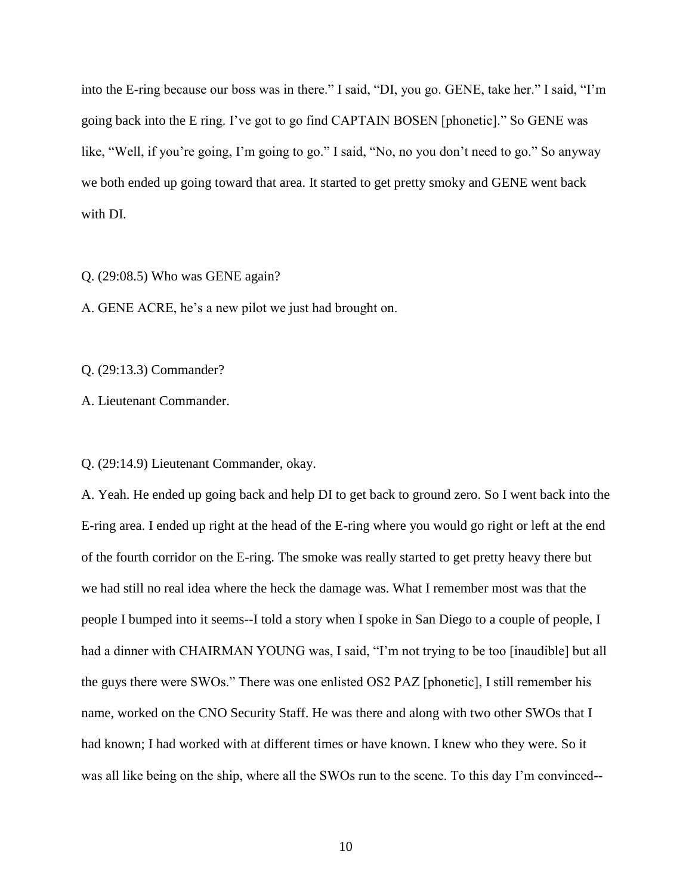into the E-ring because our boss was in there." I said, "DI, you go. GENE, take her." I said, "I'm going back into the E ring. I've got to go find CAPTAIN BOSEN [phonetic]." So GENE was like, "Well, if you're going, I'm going to go." I said, "No, no you don't need to go." So anyway we both ended up going toward that area. It started to get pretty smoky and GENE went back with DI.

Q. (29:08.5) Who was GENE again?

A. GENE ACRE, he's a new pilot we just had brought on.

Q. (29:13.3) Commander?

A. Lieutenant Commander.

Q. (29:14.9) Lieutenant Commander, okay.

A. Yeah. He ended up going back and help DI to get back to ground zero. So I went back into the E-ring area. I ended up right at the head of the E-ring where you would go right or left at the end of the fourth corridor on the E-ring. The smoke was really started to get pretty heavy there but we had still no real idea where the heck the damage was. What I remember most was that the people I bumped into it seems--I told a story when I spoke in San Diego to a couple of people, I had a dinner with CHAIRMAN YOUNG was, I said, "I'm not trying to be too [inaudible] but all the guys there were SWOs." There was one enlisted OS2 PAZ [phonetic], I still remember his name, worked on the CNO Security Staff. He was there and along with two other SWOs that I had known; I had worked with at different times or have known. I knew who they were. So it was all like being on the ship, where all the SWOs run to the scene. To this day I'm convinced--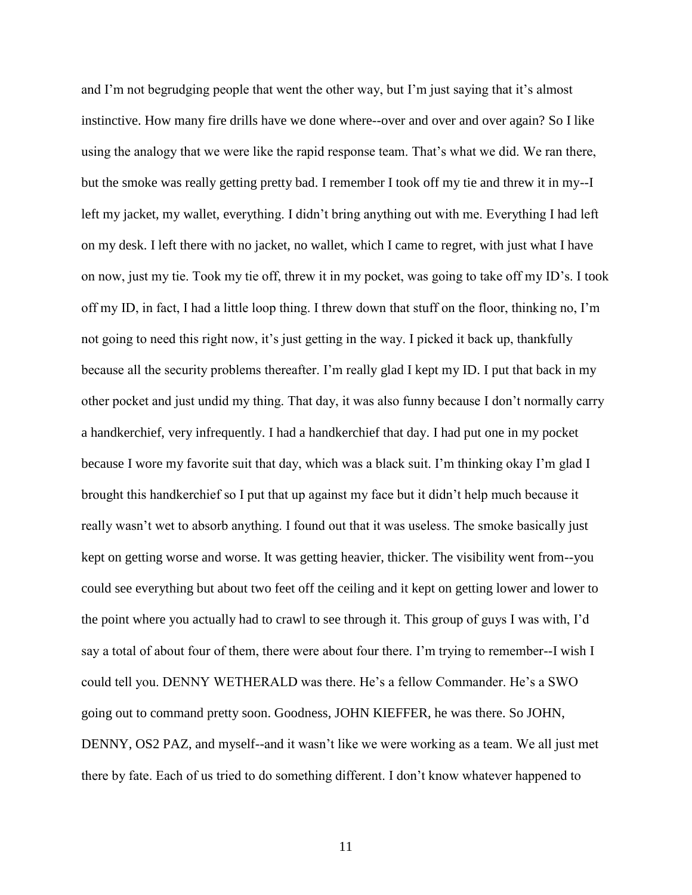and I'm not begrudging people that went the other way, but I'm just saying that it's almost instinctive. How many fire drills have we done where--over and over and over again? So I like using the analogy that we were like the rapid response team. That's what we did. We ran there, but the smoke was really getting pretty bad. I remember I took off my tie and threw it in my--I left my jacket, my wallet, everything. I didn't bring anything out with me. Everything I had left on my desk. I left there with no jacket, no wallet, which I came to regret, with just what I have on now, just my tie. Took my tie off, threw it in my pocket, was going to take off my ID's. I took off my ID, in fact, I had a little loop thing. I threw down that stuff on the floor, thinking no, I'm not going to need this right now, it's just getting in the way. I picked it back up, thankfully because all the security problems thereafter. I'm really glad I kept my ID. I put that back in my other pocket and just undid my thing. That day, it was also funny because I don't normally carry a handkerchief, very infrequently. I had a handkerchief that day. I had put one in my pocket because I wore my favorite suit that day, which was a black suit. I'm thinking okay I'm glad I brought this handkerchief so I put that up against my face but it didn't help much because it really wasn't wet to absorb anything. I found out that it was useless. The smoke basically just kept on getting worse and worse. It was getting heavier, thicker. The visibility went from--you could see everything but about two feet off the ceiling and it kept on getting lower and lower to the point where you actually had to crawl to see through it. This group of guys I was with, I'd say a total of about four of them, there were about four there. I'm trying to remember--I wish I could tell you. DENNY WETHERALD was there. He's a fellow Commander. He's a SWO going out to command pretty soon. Goodness, JOHN KIEFFER, he was there. So JOHN, DENNY, OS2 PAZ, and myself--and it wasn't like we were working as a team. We all just met there by fate. Each of us tried to do something different. I don't know whatever happened to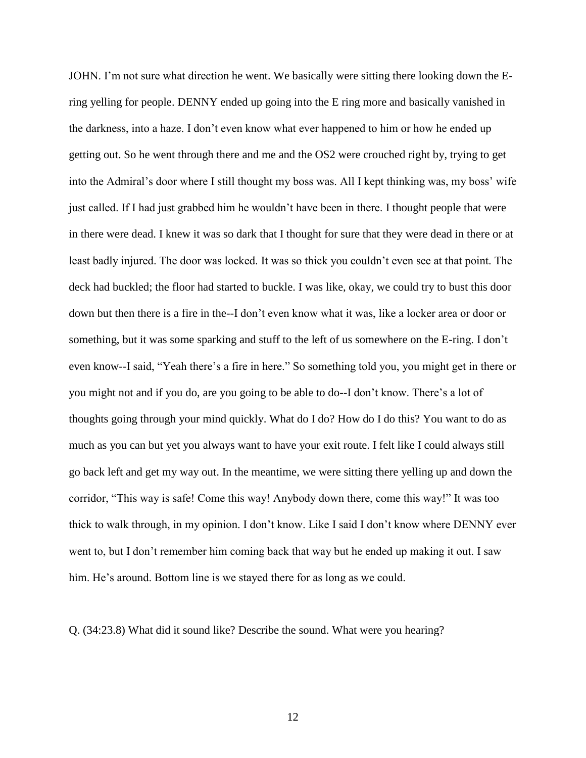JOHN. I'm not sure what direction he went. We basically were sitting there looking down the E-ring yelling for people. DENNY ended up going into the E ring more and basically vanished in the darkness, into a haze. I don't even know what ever happened to him or how he ended up getting out. So he went through there and me and the OS2 were crouched right by, trying to get into the Admiral's door where I still thought my boss was. All I kept thinking was, my boss' wife just called. If I had just grabbed him he wouldn't have been in there. I thought people that were in there were dead. I knew it was so dark that I thought for sure that they were dead in there or at least badly injured. The door was locked. It was so thick you couldn't even see at that point. The deck had buckled; the floor had started to buckle. I was like, okay, we could try to bust this door down but then there is a fire in the--I don't even know what it was, like a locker area or door or something, but it was some sparking and stuff to the left of us somewhere on the E-ring. I don't even know--I said, "Yeah there's a fire in here." So something told you, you might get in there or you might not and if you do, are you going to be able to do--I don't know. There's a lot of thoughts going through your mind quickly. What do I do? How do I do this? You want to do as much as you can but yet you always want to have your exit route. I felt like I could always still go back left and get my way out. In the meantime, we were sitting there yelling up and down the corridor, "This way is safe! Come this way! Anybody down there, come this way!" It was too thick to walk through, in my opinion. I don't know. Like I said I don't know where DENNY ever went to, but I don't remember him coming back that way but he ended up making it out. I saw him. He's around. Bottom line is we stayed there for as long as we could.

Q. (34:23.8) What did it sound like? Describe the sound. What were you hearing?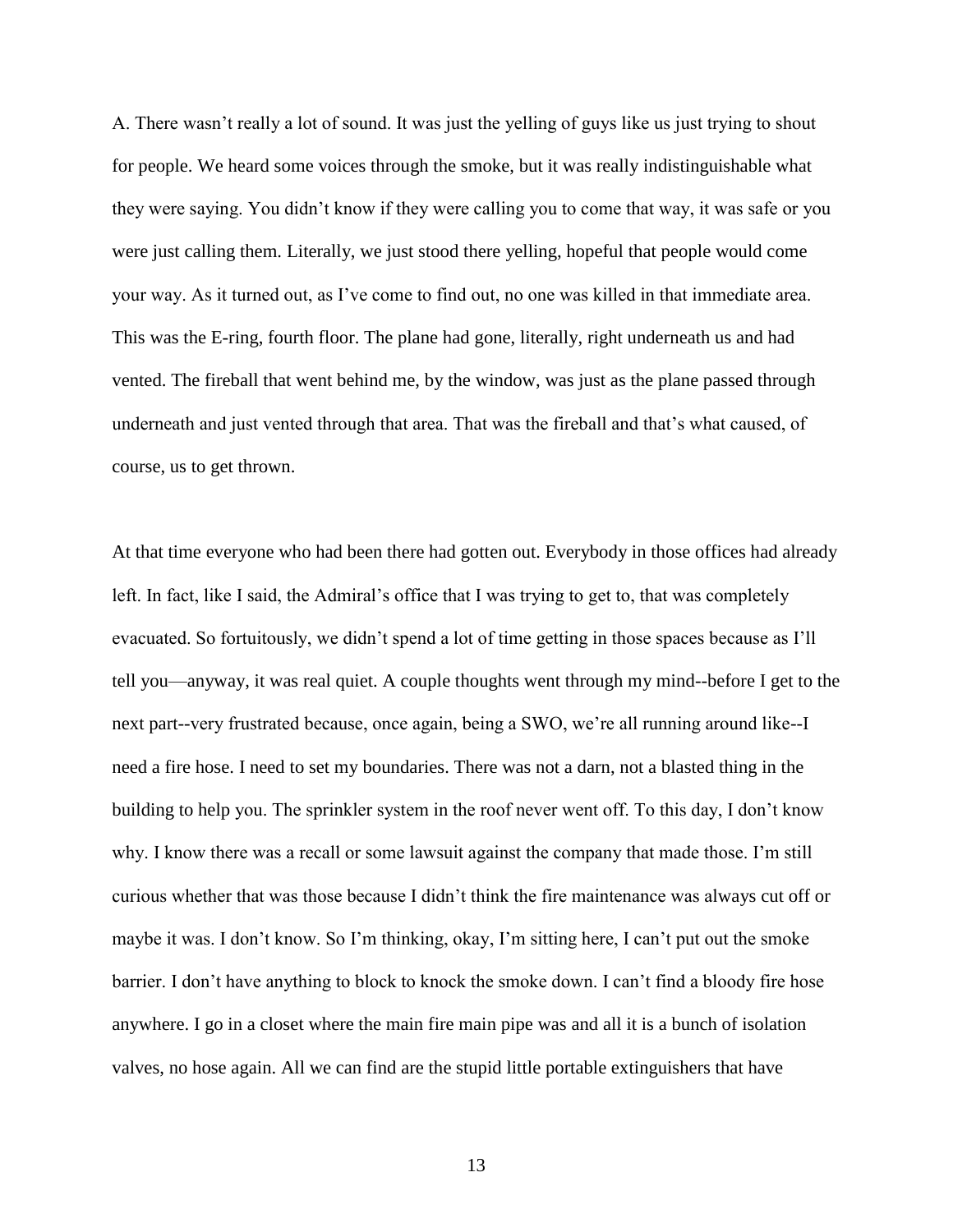A. There wasn't really a lot of sound. It was just the yelling of guys like us just trying to shout for people. We heard some voices through the smoke, but it was really indistinguishable what they were saying. You didn't know if they were calling you to come that way, it was safe or you were just calling them. Literally, we just stood there yelling, hopeful that people would come your way. As it turned out, as I've come to find out, no one was killed in that immediate area. This was the E-ring, fourth floor. The plane had gone, literally, right underneath us and had vented. The fireball that went behind me, by the window, was just as the plane passed through underneath and just vented through that area. That was the fireball and that's what caused, of course, us to get thrown.

At that time everyone who had been there had gotten out. Everybody in those offices had already left. In fact, like I said, the Admiral's office that I was trying to get to, that was completely evacuated. So fortuitously, we didn't spend a lot of time getting in those spaces because as I'll tell you—anyway, it was real quiet. A couple thoughts went through my mind--before I get to the next part--very frustrated because, once again, being a SWO, we're all running around like--I need a fire hose. I need to set my boundaries. There was not a darn, not a blasted thing in the building to help you. The sprinkler system in the roof never went off. To this day, I don't know why. I know there was a recall or some lawsuit against the company that made those. I'm still curious whether that was those because I didn't think the fire maintenance was always cut off or maybe it was. I don't know. So I'm thinking, okay, I'm sitting here, I can't put out the smoke barrier. I don't have anything to block to knock the smoke down. I can't find a bloody fire hose anywhere. I go in a closet where the main fire main pipe was and all it is a bunch of isolation valves, no hose again. All we can find are the stupid little portable extinguishers that have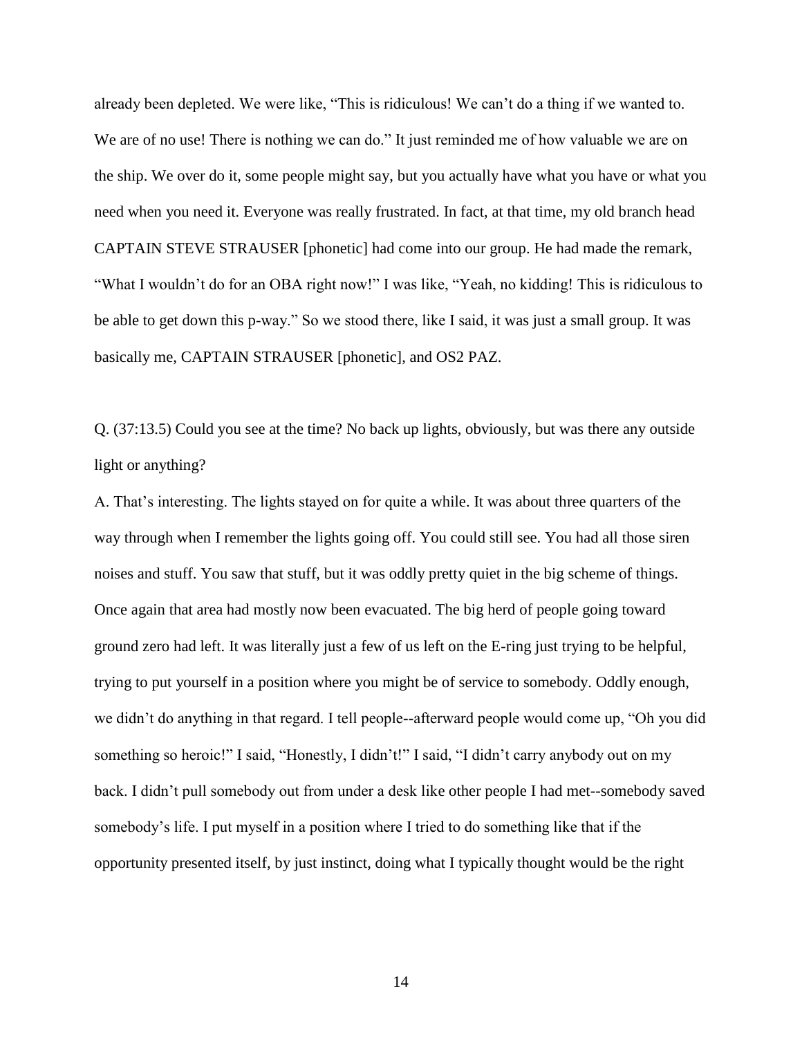already been depleted. We were like, "This is ridiculous! We can't do a thing if we wanted to. We are of no use! There is nothing we can do." It just reminded me of how valuable we are on the ship. We over do it, some people might say, but you actually have what you have or what you need when you need it. Everyone was really frustrated. In fact, at that time, my old branch head CAPTAIN STEVE STRAUSER [phonetic] had come into our group. He had made the remark, "What I wouldn't do for an OBA right now!" I was like, "Yeah, no kidding! This is ridiculous to be able to get down this p-way." So we stood there, like I said, it was just a small group. It was basically me, CAPTAIN STRAUSER [phonetic], and OS2 PAZ.

Q. (37:13.5) Could you see at the time? No back up lights, obviously, but was there any outside light or anything?

A. That's interesting. The lights stayed on for quite a while. It was about three quarters of the way through when I remember the lights going off. You could still see. You had all those siren noises and stuff. You saw that stuff, but it was oddly pretty quiet in the big scheme of things. Once again that area had mostly now been evacuated. The big herd of people going toward ground zero had left. It was literally just a few of us left on the E-ring just trying to be helpful, trying to put yourself in a position where you might be of service to somebody. Oddly enough, we didn't do anything in that regard. I tell people--afterward people would come up, "Oh you did something so heroic!" I said, "Honestly, I didn't!" I said, "I didn't carry anybody out on my back. I didn't pull somebody out from under a desk like other people I had met--somebody saved somebody's life. I put myself in a position where I tried to do something like that if the opportunity presented itself, by just instinct, doing what I typically thought would be the right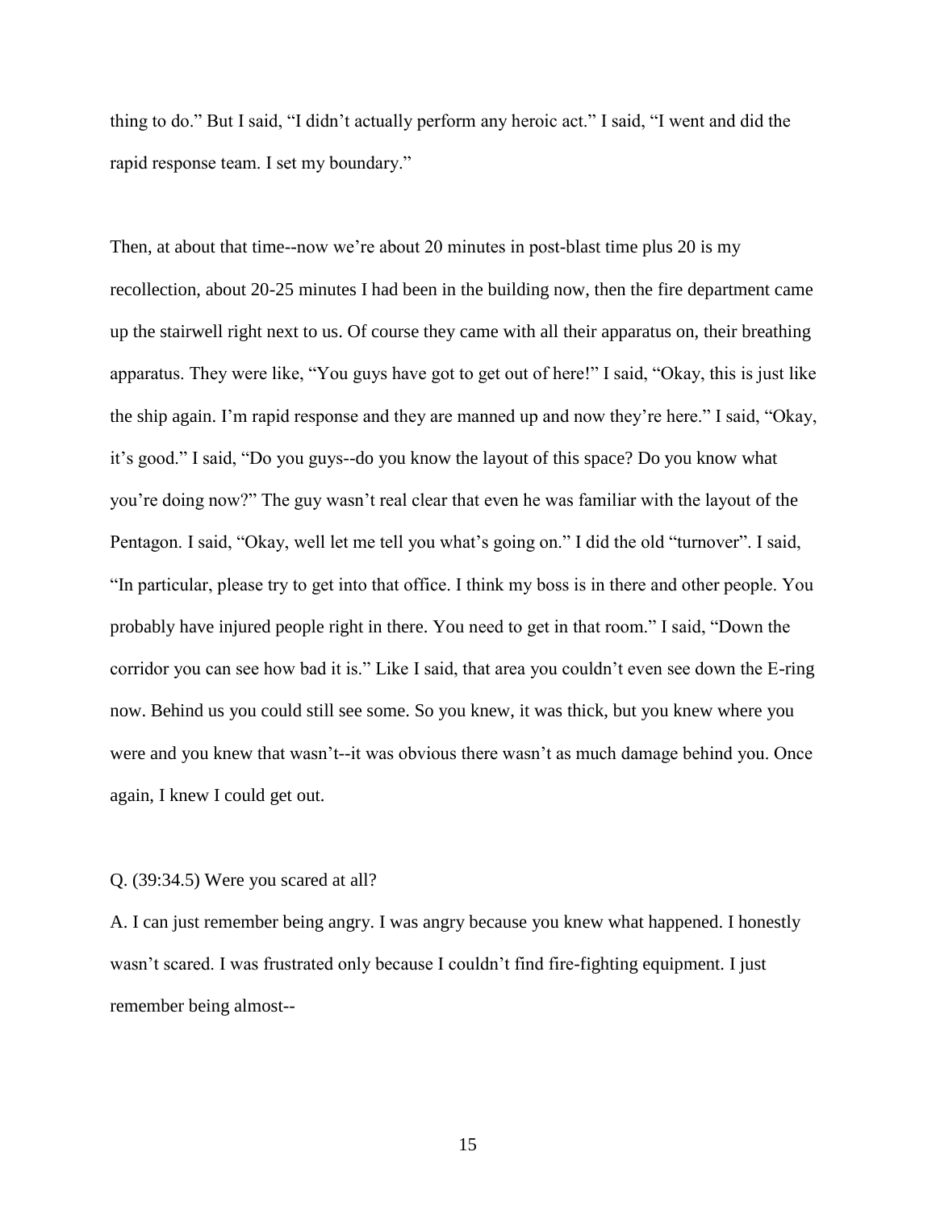thing to do." But I said, "I didn't actually perform any heroic act." I said, "I went and did the rapid response team. I set my boundary."

Then, at about that time--now we're about 20 minutes in post-blast time plus 20 is my recollection, about 20-25 minutes I had been in the building now, then the fire department came up the stairwell right next to us. Of course they came with all their apparatus on, their breathing apparatus. They were like, "You guys have got to get out of here!" I said, "Okay, this is just like the ship again. I'm rapid response and they are manned up and now they're here." I said, "Okay, it's good." I said, "Do you guys--do you know the layout of this space? Do you know what you're doing now?" The guy wasn't real clear that even he was familiar with the layout of the Pentagon. I said, "Okay, well let me tell you what's going on." I did the old "turnover". I said, "In particular, please try to get into that office. I think my boss is in there and other people. You probably have injured people right in there. You need to get in that room." I said, "Down the corridor you can see how bad it is." Like I said, that area you couldn't even see down the E-ring now. Behind us you could still see some. So you knew, it was thick, but you knew where you were and you knew that wasn't--it was obvious there wasn't as much damage behind you. Once again, I knew I could get out.

Q. (39:34.5) Were you scared at all?

A. I can just remember being angry. I was angry because you knew what happened. I honestly wasn't scared. I was frustrated only because I couldn't find fire-fighting equipment. I just remember being almost--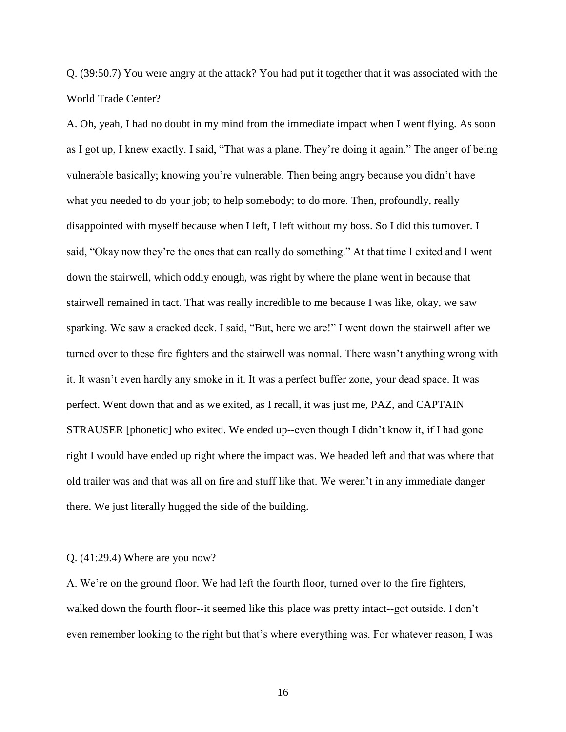Q. (39:50.7) You were angry at the attack? You had put it together that it was associated with the World Trade Center?

A. Oh, yeah, I had no doubt in my mind from the immediate impact when I went flying. As soon as I got up, I knew exactly. I said, "That was a plane. They're doing it again." The anger of being vulnerable basically; knowing you're vulnerable. Then being angry because you didn't have what you needed to do your job; to help somebody; to do more. Then, profoundly, really disappointed with myself because when I left, I left without my boss. So I did this turnover. I said, "Okay now they're the ones that can really do something." At that time I exited and I went down the stairwell, which oddly enough, was right by where the plane went in because that stairwell remained in tact. That was really incredible to me because I was like, okay, we saw sparking. We saw a cracked deck. I said, "But, here we are!" I went down the stairwell after we turned over to these fire fighters and the stairwell was normal. There wasn't anything wrong with it. It wasn't even hardly any smoke in it. It was a perfect buffer zone, your dead space. It was perfect. Went down that and as we exited, as I recall, it was just me, PAZ, and CAPTAIN STRAUSER [phonetic] who exited. We ended up--even though I didn't know it, if I had gone right I would have ended up right where the impact was. We headed left and that was where that old trailer was and that was all on fire and stuff like that. We weren't in any immediate danger there. We just literally hugged the side of the building.

Q. (41:29.4) Where are you now?

A. We're on the ground floor. We had left the fourth floor, turned over to the fire fighters, walked down the fourth floor--it seemed like this place was pretty intact--got outside. I don't even remember looking to the right but that's where everything was. For whatever reason, I was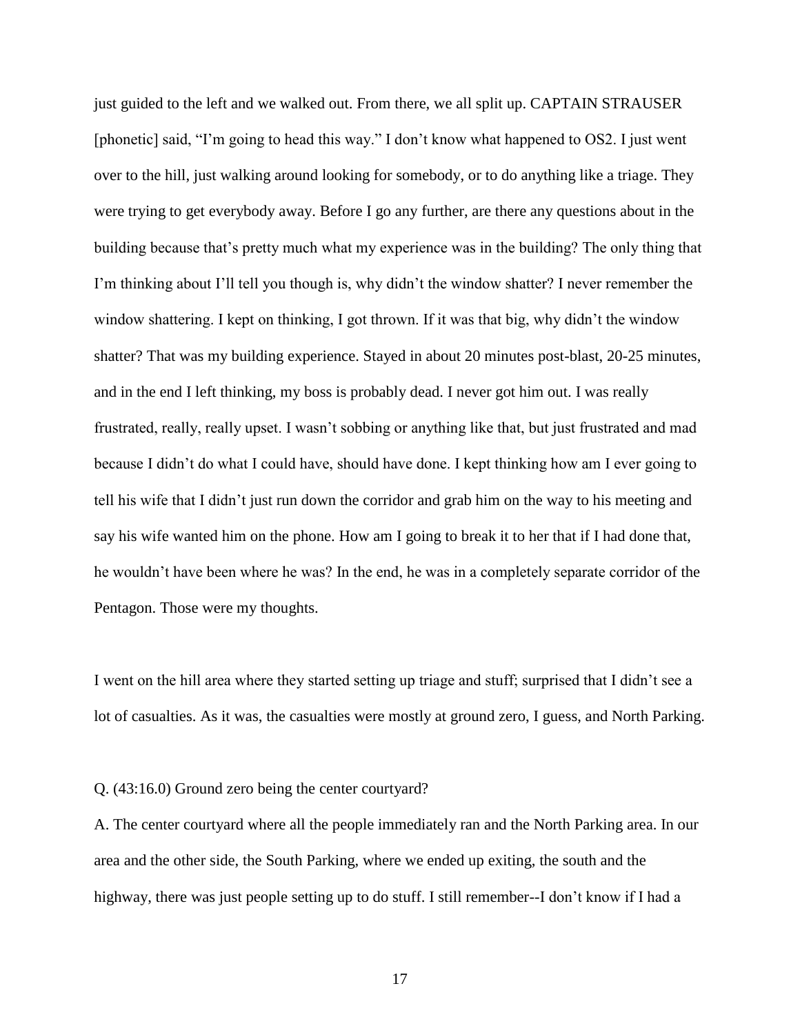just guided to the left and we walked out. From there, we all split up. CAPTAIN STRAUSER [phonetic] said, "I'm going to head this way." I don't know what happened to OS2. I just went over to the hill, just walking around looking for somebody, or to do anything like a triage. They were trying to get everybody away. Before I go any further, are there any questions about in the building because that's pretty much what my experience was in the building? The only thing that I'm thinking about I'll tell you though is, why didn't the window shatter? I never remember the window shattering. I kept on thinking, I got thrown. If it was that big, why didn't the window shatter? That was my building experience. Stayed in about 20 minutes post-blast, 20-25 minutes, and in the end I left thinking, my boss is probably dead. I never got him out. I was really frustrated, really, really upset. I wasn't sobbing or anything like that, but just frustrated and mad because I didn't do what I could have, should have done. I kept thinking how am I ever going to tell his wife that I didn't just run down the corridor and grab him on the way to his meeting and say his wife wanted him on the phone. How am I going to break it to her that if I had done that, he wouldn't have been where he was? In the end, he was in a completely separate corridor of the Pentagon. Those were my thoughts.

I went on the hill area where they started setting up triage and stuff; surprised that I didn't see a lot of casualties. As it was, the casualties were mostly at ground zero, I guess, and North Parking.

Q. (43:16.0) Ground zero being the center courtyard?

A. The center courtyard where all the people immediately ran and the North Parking area. In our area and the other side, the South Parking, where we ended up exiting, the south and the highway, there was just people setting up to do stuff. I still remember--I don't know if I had a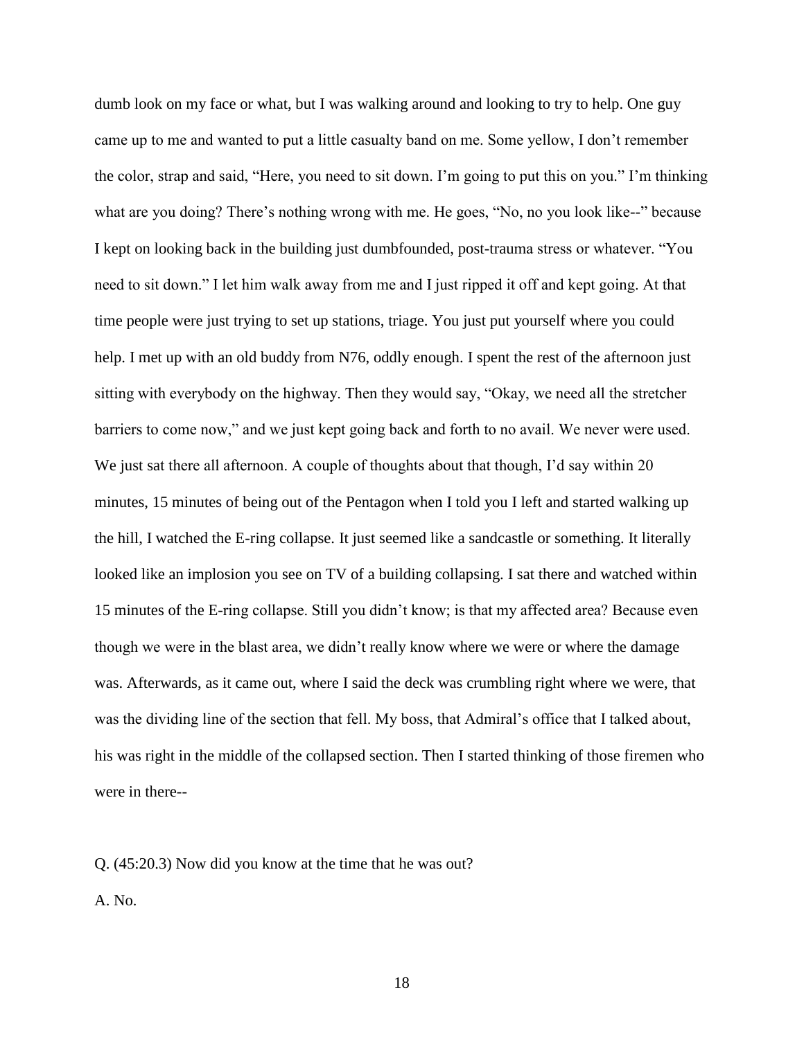dumb look on my face or what, but I was walking around and looking to try to help. One guy came up to me and wanted to put a little casualty band on me. Some yellow, I don't remember the color, strap and said, "Here, you need to sit down. I'm going to put this on you." I'm thinking what are you doing? There's nothing wrong with me. He goes, "No, no you look like--" because I kept on looking back in the building just dumbfounded, post-trauma stress or whatever. "You need to sit down." I let him walk away from me and I just ripped it off and kept going. At that time people were just trying to set up stations, triage. You just put yourself where you could help. I met up with an old buddy from N76, oddly enough. I spent the rest of the afternoon just sitting with everybody on the highway. Then they would say, "Okay, we need all the stretcher barriers to come now," and we just kept going back and forth to no avail. We never were used. We just sat there all afternoon. A couple of thoughts about that though, I'd say within 20 minutes, 15 minutes of being out of the Pentagon when I told you I left and started walking up the hill, I watched the E-ring collapse. It just seemed like a sandcastle or something. It literally looked like an implosion you see on TV of a building collapsing. I sat there and watched within 15 minutes of the E-ring collapse. Still you didn't know; is that my affected area? Because even though we were in the blast area, we didn't really know where we were or where the damage was. Afterwards, as it came out, where I said the deck was crumbling right where we were, that was the dividing line of the section that fell. My boss, that Admiral's office that I talked about, his was right in the middle of the collapsed section. Then I started thinking of those firemen who were in there--

Q. (45:20.3) Now did you know at the time that he was out?

A. No.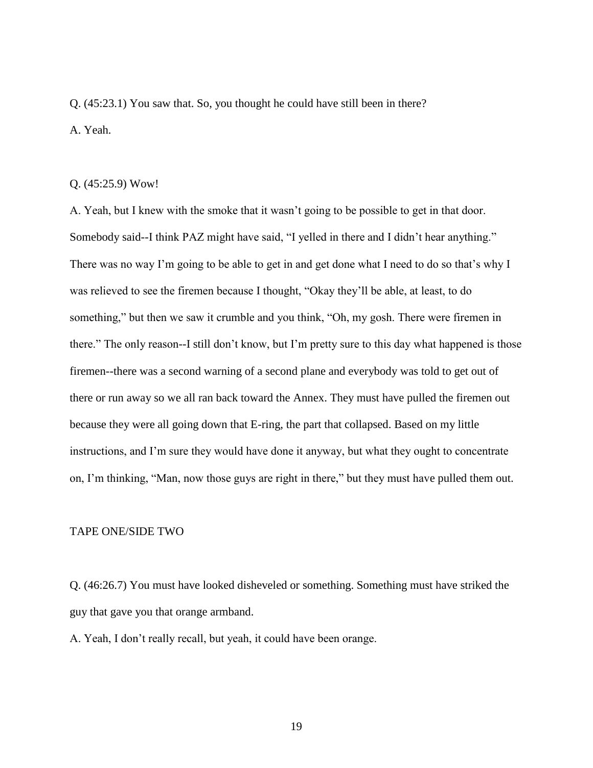Q. (45:23.1) You saw that. So, you thought he could have still been in there?

A. Yeah.

Q. (45:25.9) Wow!

A. Yeah, but I knew with the smoke that it wasn't going to be possible to get in that door. Somebody said--I think PAZ might have said, "I yelled in there and I didn't hear anything." There was no way I'm going to be able to get in and get done what I need to do so that's why I was relieved to see the firemen because I thought, "Okay they'll be able, at least, to do something," but then we saw it crumble and you think, "Oh, my gosh. There were firemen in there." The only reason--I still don't know, but I'm pretty sure to this day what happened is those firemen--there was a second warning of a second plane and everybody was told to get out of there or run away so we all ran back toward the Annex. They must have pulled the firemen out because they were all going down that E-ring, the part that collapsed. Based on my little instructions, and I'm sure they would have done it anyway, but what they ought to concentrate on, I'm thinking, "Man, now those guys are right in there," but they must have pulled them out.

TAPE ONE/SIDE TWO

Q. (46:26.7) You must have looked disheveled or something. Something must have striked the guy that gave you that orange armband.

A. Yeah, I don't really recall, but yeah, it could have been orange.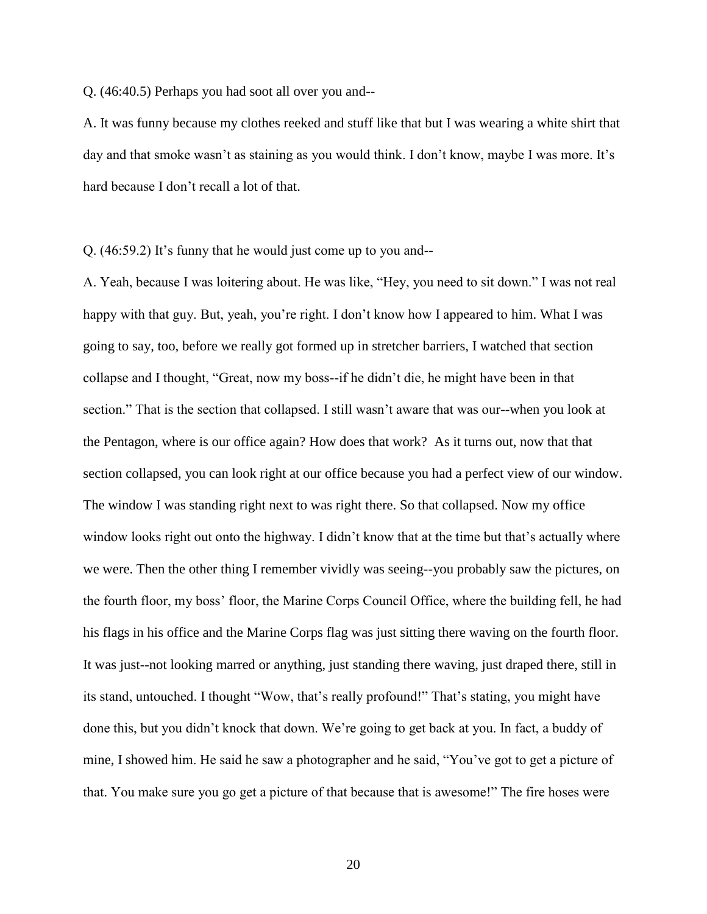Q. (46:40.5) Perhaps you had soot all over you and--

A. It was funny because my clothes reeked and stuff like that but I was wearing a white shirt that day and that smoke wasn't as staining as you would think. I don't know, maybe I was more. It's hard because I don't recall a lot of that.

Q. (46:59.2) It's funny that he would just come up to you and--

A. Yeah, because I was loitering about. He was like, "Hey, you need to sit down." I was not real happy with that guy. But, yeah, you're right. I don't know how I appeared to him. What I was going to say, too, before we really got formed up in stretcher barriers, I watched that section collapse and I thought, "Great, now my boss--if he didn't die, he might have been in that section." That is the section that collapsed. I still wasn't aware that was our--when you look at the Pentagon, where is our office again? How does that work? As it turns out, now that that section collapsed, you can look right at our office because you had a perfect view of our window. The window I was standing right next to was right there. So that collapsed. Now my office window looks right out onto the highway. I didn't know that at the time but that's actually where we were. Then the other thing I remember vividly was seeing--you probably saw the pictures, on the fourth floor, my boss' floor, the Marine Corps Council Office, where the building fell, he had his flags in his office and the Marine Corps flag was just sitting there waving on the fourth floor. It was just--not looking marred or anything, just standing there waving, just draped there, still in its stand, untouched. I thought "Wow, that's really profound!" That's stating, you might have done this, but you didn't knock that down. We're going to get back at you. In fact, a buddy of mine, I showed him. He said he saw a photographer and he said, "You've got to get a picture of that. You make sure you go get a picture of that because that is awesome!" The fire hoses were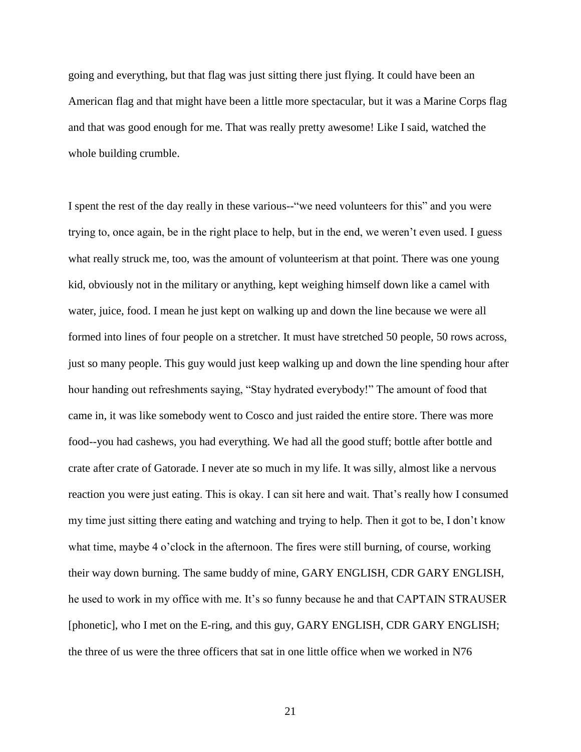going and everything, but that flag was just sitting there just flying. It could have been an American flag and that might have been a little more spectacular, but it was a Marine Corps flag and that was good enough for me. That was really pretty awesome! Like I said, watched the whole building crumble.

I spent the rest of the day really in these various--"we need volunteers for this" and you were trying to, once again, be in the right place to help, but in the end, we weren't even used. I guess what really struck me, too, was the amount of volunteerism at that point. There was one young kid, obviously not in the military or anything, kept weighing himself down like a camel with water, juice, food. I mean he just kept on walking up and down the line because we were all formed into lines of four people on a stretcher. It must have stretched 50 people, 50 rows across, just so many people. This guy would just keep walking up and down the line spending hour after hour handing out refreshments saying, "Stay hydrated everybody!" The amount of food that came in, it was like somebody went to Cosco and just raided the entire store. There was more food--you had cashews, you had everything. We had all the good stuff; bottle after bottle and crate after crate of Gatorade. I never ate so much in my life. It was silly, almost like a nervous reaction you were just eating. This is okay. I can sit here and wait. That's really how I consumed my time just sitting there eating and watching and trying to help. Then it got to be, I don't know what time, maybe 4 o'clock in the afternoon. The fires were still burning, of course, working their way down burning. The same buddy of mine, GARY ENGLISH, CDR GARY ENGLISH, he used to work in my office with me. It's so funny because he and that CAPTAIN STRAUSER [phonetic], who I met on the E-ring, and this guy, GARY ENGLISH, CDR GARY ENGLISH; the three of us were the three officers that sat in one little office when we worked in N76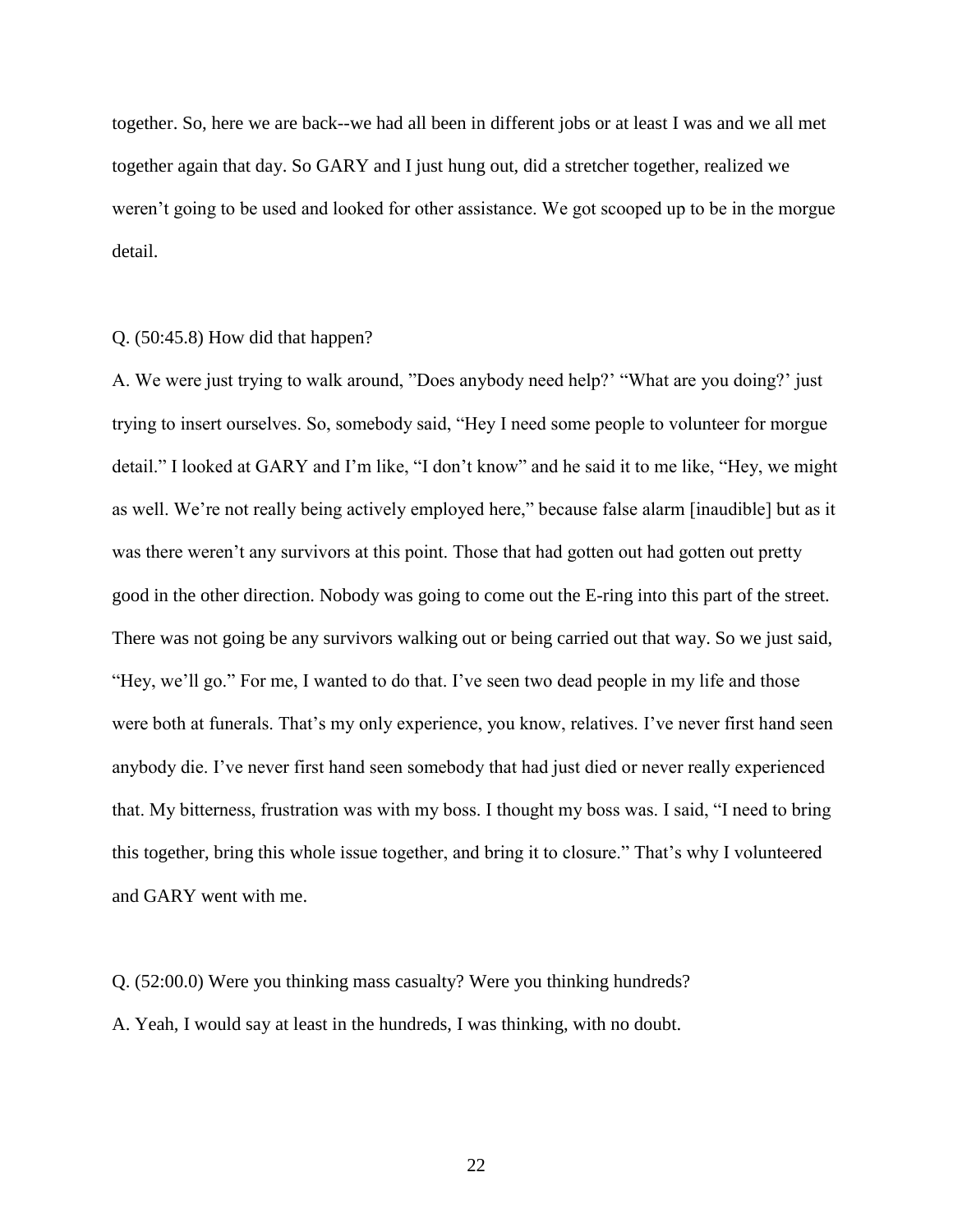together. So, here we are back--we had all been in different jobs or at least I was and we all met together again that day. So GARY and I just hung out, did a stretcher together, realized we weren't going to be used and looked for other assistance. We got scooped up to be in the morgue detail.

Q. (50:45.8) How did that happen?

A. We were just trying to walk around, "Does anybody need help?' "What are you doing?' just trying to insert ourselves. So, somebody said, "Hey I need some people to volunteer for morgue detail." I looked at GARY and I'm like, "I don't know" and he said it to me like, "Hey, we might as well. We're not really being actively employed here," because false alarm [inaudible] but as it was there weren't any survivors at this point. Those that had gotten out had gotten out pretty good in the other direction. Nobody was going to come out the E-ring into this part of the street. There was not going be any survivors walking out or being carried out that way. So we just said, "Hey, we'll go." For me, I wanted to do that. I've seen two dead people in my life and those were both at funerals. That's my only experience, you know, relatives. I've never first hand seen anybody die. I've never first hand seen somebody that had just died or never really experienced that. My bitterness, frustration was with my boss. I thought my boss was. I said, "I need to bring this together, bring this whole issue together, and bring it to closure." That's why I volunteered and GARY went with me.

Q. (52:00.0) Were you thinking mass casualty? Were you thinking hundreds?

A. Yeah, I would say at least in the hundreds, I was thinking, with no doubt.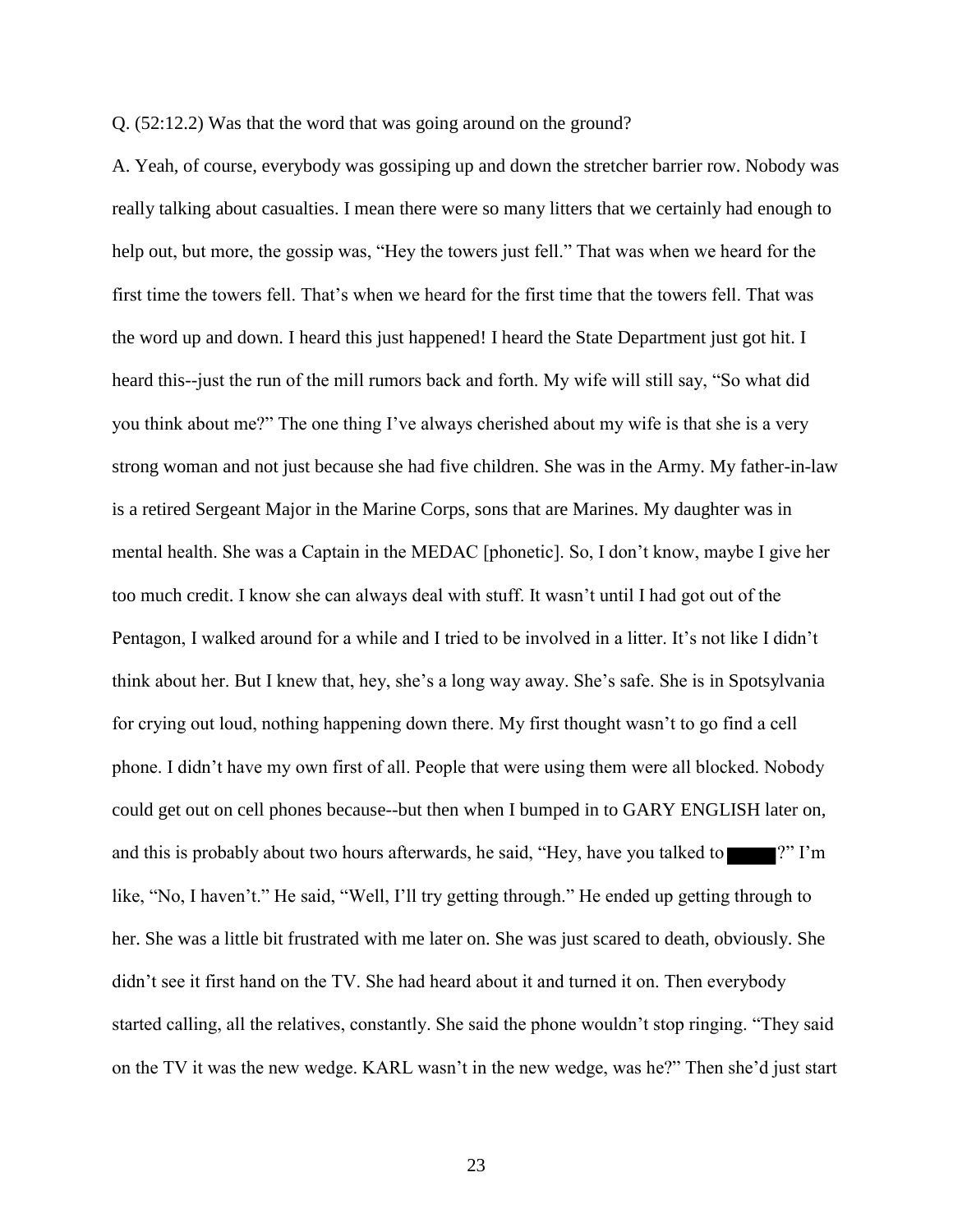Q. (52:12.2) Was that the word that was going around on the ground?

A. Yeah, of course, everybody was gossiping up and down the stretcher barrier row. Nobody was really talking about casualties. I mean there were so many litters that we certainly had enough to help out, but more, the gossip was, "Hey the towers just fell." That was when we heard for the first time the towers fell. That's when we heard for the first time that the towers fell. That was the word up and down. I heard this just happened! I heard the State Department just got hit. I heard this--just the run of the mill rumors back and forth. My wife will still say, "So what did you think about me?" The one thing I've always cherished about my wife is that she is a very strong woman and not just because she had five children. She was in the Army. My father-in-law is a retired Sergeant Major in the Marine Corps, sons that are Marines. My daughter was in mental health. She was a Captain in the MEDAC [phonetic]. So, I don't know, maybe I give her too much credit. I know she can always deal with stuff. It wasn't until I had got out of the Pentagon, I walked around for a while and I tried to be involved in a litter. It's not like I didn't think about her. But I knew that, hey, she's a long way away. She's safe. She is in Spotsylvania for crying out loud, nothing happening down there. My first thought wasn't to go find a cell phone. I didn't have my own first of all. People that were using them were all blocked. Nobody could get out on cell phones because--but then when I bumped in to GARY ENGLISH later on, and this is probably about two hours afterwards, he said, "Hey, have you talked to ████?" I'm like, "No, I haven't." He said, "Well, I'll try getting through." He ended up getting through to her. She was a little bit frustrated with me later on. She was just scared to death, obviously. She didn't see it first hand on the TV. She had heard about it and turned it on. Then everybody started calling, all the relatives, constantly. She said the phone wouldn't stop ringing. "They said on the TV it was the new wedge. KARL wasn't in the new wedge, was he?" Then she'd just start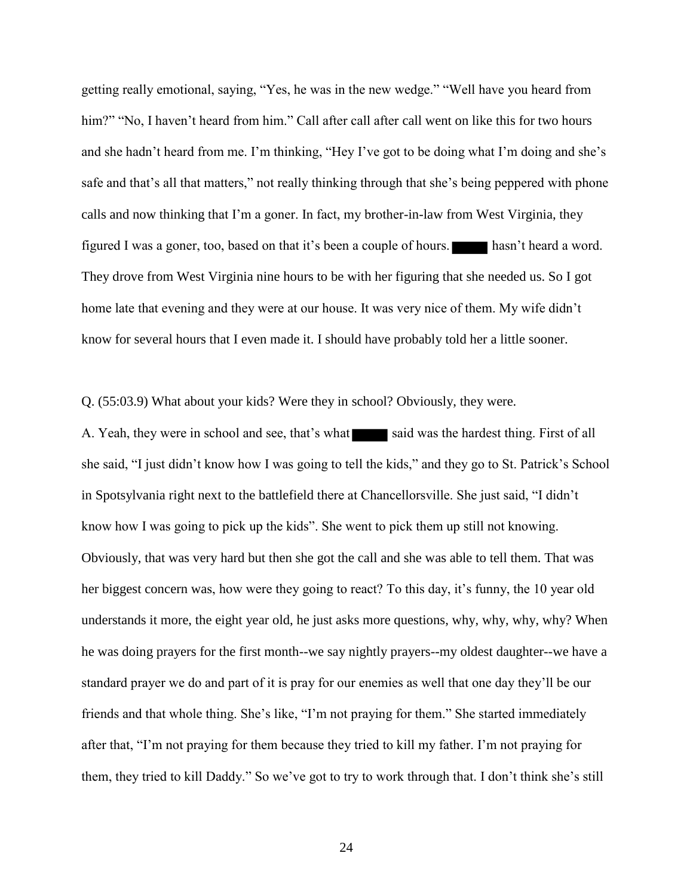getting really emotional, saying, "Yes, he was in the new wedge." "Well have you heard from him?" "No, I haven't heard from him." Call after call after call went on like this for two hours and she hadn't heard from me. I'm thinking, "Hey I've got to be doing what I'm doing and she's safe and that's all that matters," not really thinking through that she's being peppered with phone calls and now thinking that I'm a goner. In fact, my brother-in-law from West Virginia, they figured I was a goner, too, based on that it's been a couple of hours. ████ hasn't heard a word. They drove from West Virginia nine hours to be with her figuring that she needed us. So I got home late that evening and they were at our house. It was very nice of them. My wife didn't know for several hours that I even made it. I should have probably told her a little sooner.

Q. (55:03.9) What about your kids? Were they in school? Obviously, they were.

A. Yeah, they were in school and see, that's what ████ said was the hardest thing. First of all she said, "I just didn't know how I was going to tell the kids," and they go to St. Patrick's School in Spotsylvania right next to the battlefield there at Chancellorsville. She just said, "I didn't know how I was going to pick up the kids". She went to pick them up still not knowing. Obviously, that was very hard but then she got the call and she was able to tell them. That was her biggest concern was, how were they going to react? To this day, it's funny, the 10 year old understands it more, the eight year old, he just asks more questions, why, why, why, why? When he was doing prayers for the first month--we say nightly prayers--my oldest daughter--we have a standard prayer we do and part of it is pray for our enemies as well that one day they'll be our friends and that whole thing. She's like, "I'm not praying for them." She started immediately after that, "I'm not praying for them because they tried to kill my father. I'm not praying for them, they tried to kill Daddy." So we've got to try to work through that. I don't think she's still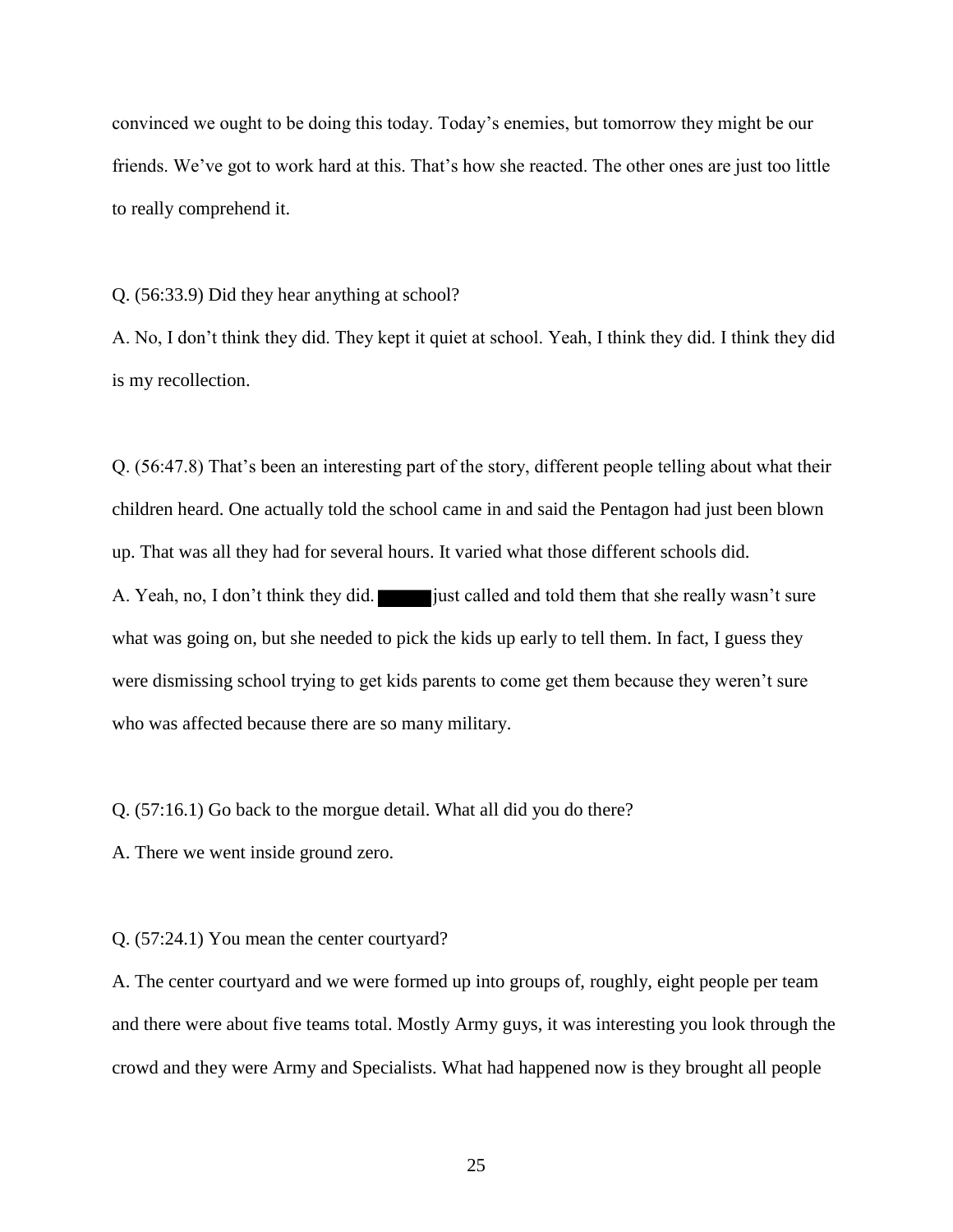convinced we ought to be doing this today. Today's enemies, but tomorrow they might be our friends. We've got to work hard at this. That's how she reacted. The other ones are just too little to really comprehend it.

Q. (56:33.9) Did they hear anything at school?

A. No, I don't think they did. They kept it quiet at school. Yeah, I think they did. I think they did is my recollection.

Q. (56:47.8) That's been an interesting part of the story, different people telling about what their children heard. One actually told the school came in and said the Pentagon had just been blown up. That was all they had for several hours. It varied what those different schools did.

A. Yeah, no, I don't think they did. ██████ just called and told them that she really wasn't sure what was going on, but she needed to pick the kids up early to tell them. In fact, I guess they were dismissing school trying to get kids parents to come get them because they weren't sure who was affected because there are so many military.

Q. (57:16.1) Go back to the morgue detail. What all did you do there?

A. There we went inside ground zero.

Q. (57:24.1) You mean the center courtyard?

A. The center courtyard and we were formed up into groups of, roughly, eight people per team and there were about five teams total. Mostly Army guys, it was interesting you look through the crowd and they were Army and Specialists. What had happened now is they brought all people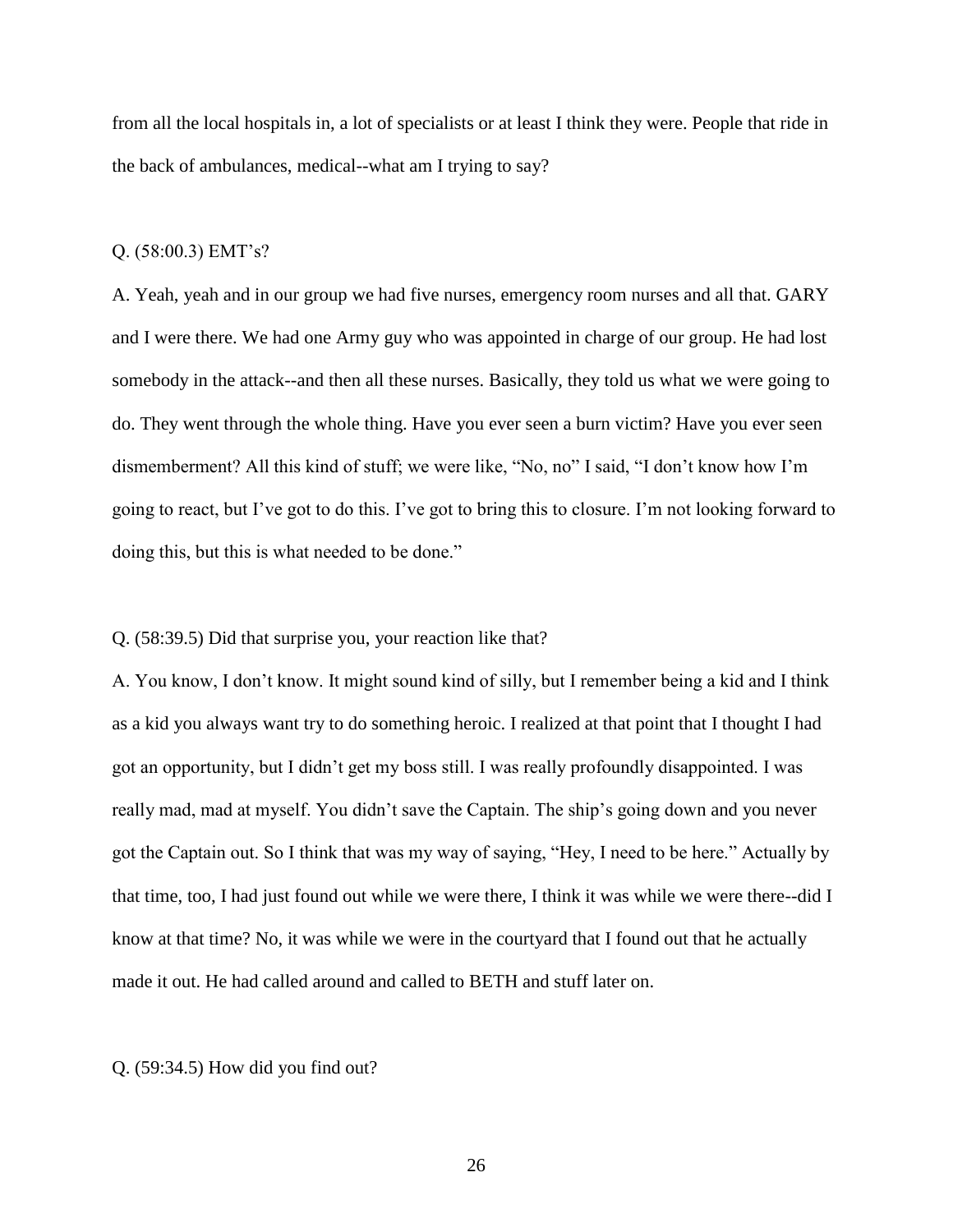from all the local hospitals in, a lot of specialists or at least I think they were. People that ride in the back of ambulances, medical--what am I trying to say?

Q. (58:00.3) EMT's?

A. Yeah, yeah and in our group we had five nurses, emergency room nurses and all that. GARY and I were there. We had one Army guy who was appointed in charge of our group. He had lost somebody in the attack--and then all these nurses. Basically, they told us what we were going to do. They went through the whole thing. Have you ever seen a burn victim? Have you ever seen dismemberment? All this kind of stuff; we were like, "No, no" I said, "I don't know how I'm going to react, but I've got to do this. I've got to bring this to closure. I'm not looking forward to doing this, but this is what needed to be done."

Q. (58:39.5) Did that surprise you, your reaction like that?

A. You know, I don't know. It might sound kind of silly, but I remember being a kid and I think as a kid you always want try to do something heroic. I realized at that point that I thought I had got an opportunity, but I didn't get my boss still. I was really profoundly disappointed. I was really mad, mad at myself. You didn't save the Captain. The ship's going down and you never got the Captain out. So I think that was my way of saying, "Hey, I need to be here." Actually by that time, too, I had just found out while we were there, I think it was while we were there--did I know at that time? No, it was while we were in the courtyard that I found out that he actually made it out. He had called around and called to BETH and stuff later on.

Q. (59:34.5) How did you find out?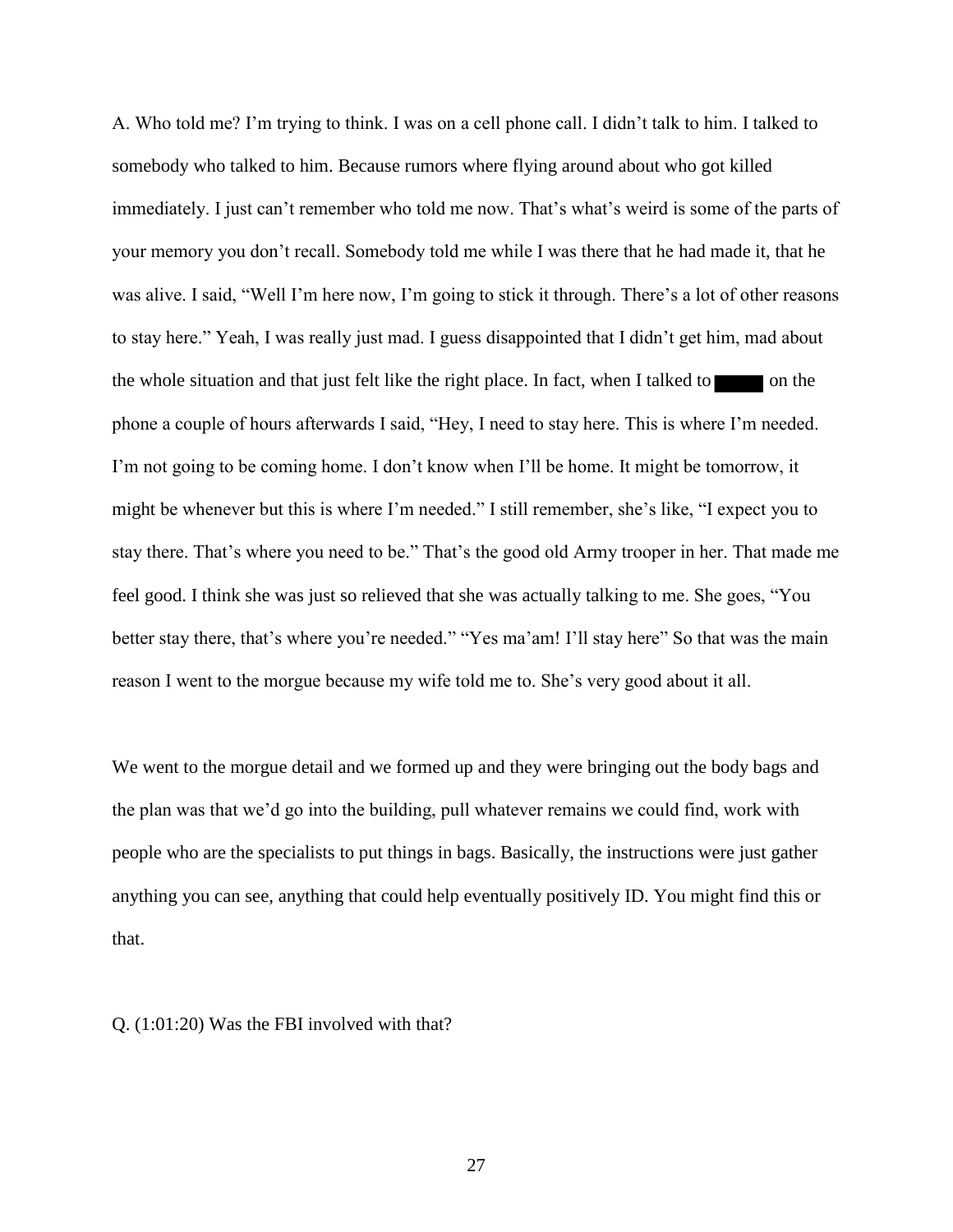A. Who told me? I'm trying to think. I was on a cell phone call. I didn't talk to him. I talked to somebody who talked to him. Because rumors where flying around about who got killed immediately. I just can't remember who told me now. That's what's weird is some of the parts of your memory you don't recall. Somebody told me while I was there that he had made it, that he was alive. I said, "Well I'm here now, I'm going to stick it through. There's a lot of other reasons to stay here." Yeah, I was really just mad. I guess disappointed that I didn't get him, mad about the whole situation and that just felt like the right place. In fact, when I talked to ██████ on the phone a couple of hours afterwards I said, "Hey, I need to stay here. This is where I'm needed. I'm not going to be coming home. I don't know when I'll be home. It might be tomorrow, it might be whenever but this is where I'm needed." I still remember, she's like, "I expect you to stay there. That's where you need to be." That's the good old Army trooper in her. That made me feel good. I think she was just so relieved that she was actually talking to me. She goes, "You better stay there, that's where you're needed." "Yes ma'am! I'll stay here" So that was the main reason I went to the morgue because my wife told me to. She's very good about it all.

We went to the morgue detail and we formed up and they were bringing out the body bags and the plan was that we'd go into the building, pull whatever remains we could find, work with people who are the specialists to put things in bags. Basically, the instructions were just gather anything you can see, anything that could help eventually positively ID. You might find this or that.

Q. (1:01:20) Was the FBI involved with that?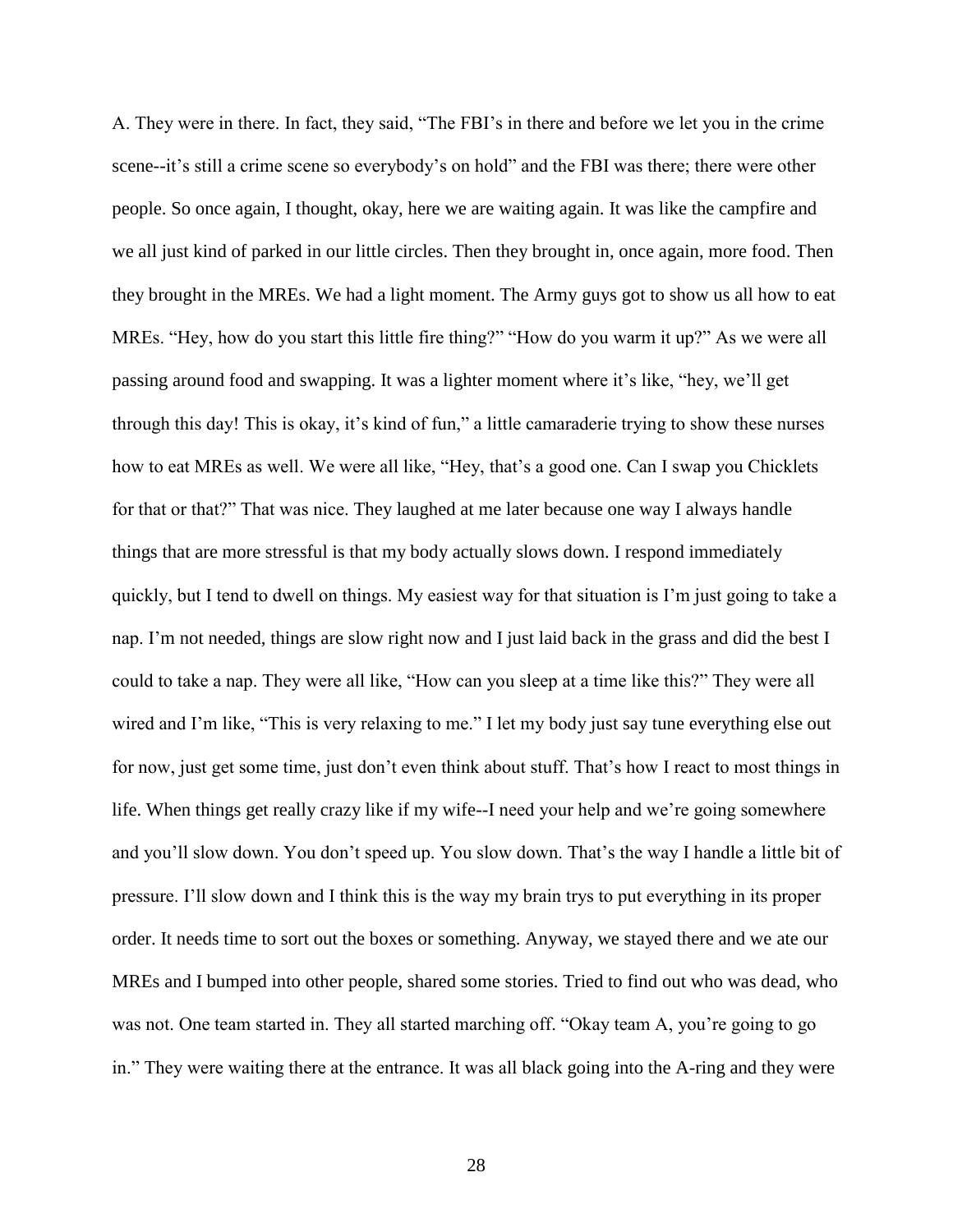A. They were in there. In fact, they said, "The FBI's in there and before we let you in the crime scene--it's still a crime scene so everybody's on hold" and the FBI was there; there were other people. So once again, I thought, okay, here we are waiting again. It was like the campfire and we all just kind of parked in our little circles. Then they brought in, once again, more food. Then they brought in the MREs. We had a light moment. The Army guys got to show us all how to eat MREs. "Hey, how do you start this little fire thing?" "How do you warm it up?" As we were all passing around food and swapping. It was a lighter moment where it's like, "hey, we'll get through this day! This is okay, it's kind of fun," a little camaraderie trying to show these nurses how to eat MREs as well. We were all like, "Hey, that's a good one. Can I swap you Chicklets for that or that?" That was nice. They laughed at me later because one way I always handle things that are more stressful is that my body actually slows down. I respond immediately quickly, but I tend to dwell on things. My easiest way for that situation is I'm just going to take a nap. I'm not needed, things are slow right now and I just laid back in the grass and did the best I could to take a nap. They were all like, "How can you sleep at a time like this?" They were all wired and I'm like, "This is very relaxing to me." I let my body just say tune everything else out for now, just get some time, just don't even think about stuff. That's how I react to most things in life. When things get really crazy like if my wife--I need your help and we're going somewhere and you'll slow down. You don't speed up. You slow down. That's the way I handle a little bit of pressure. I'll slow down and I think this is the way my brain trys to put everything in its proper order. It needs time to sort out the boxes or something. Anyway, we stayed there and we ate our MREs and I bumped into other people, shared some stories. Tried to find out who was dead, who was not. One team started in. They all started marching off. "Okay team A, you're going to go in." They were waiting there at the entrance. It was all black going into the A-ring and they were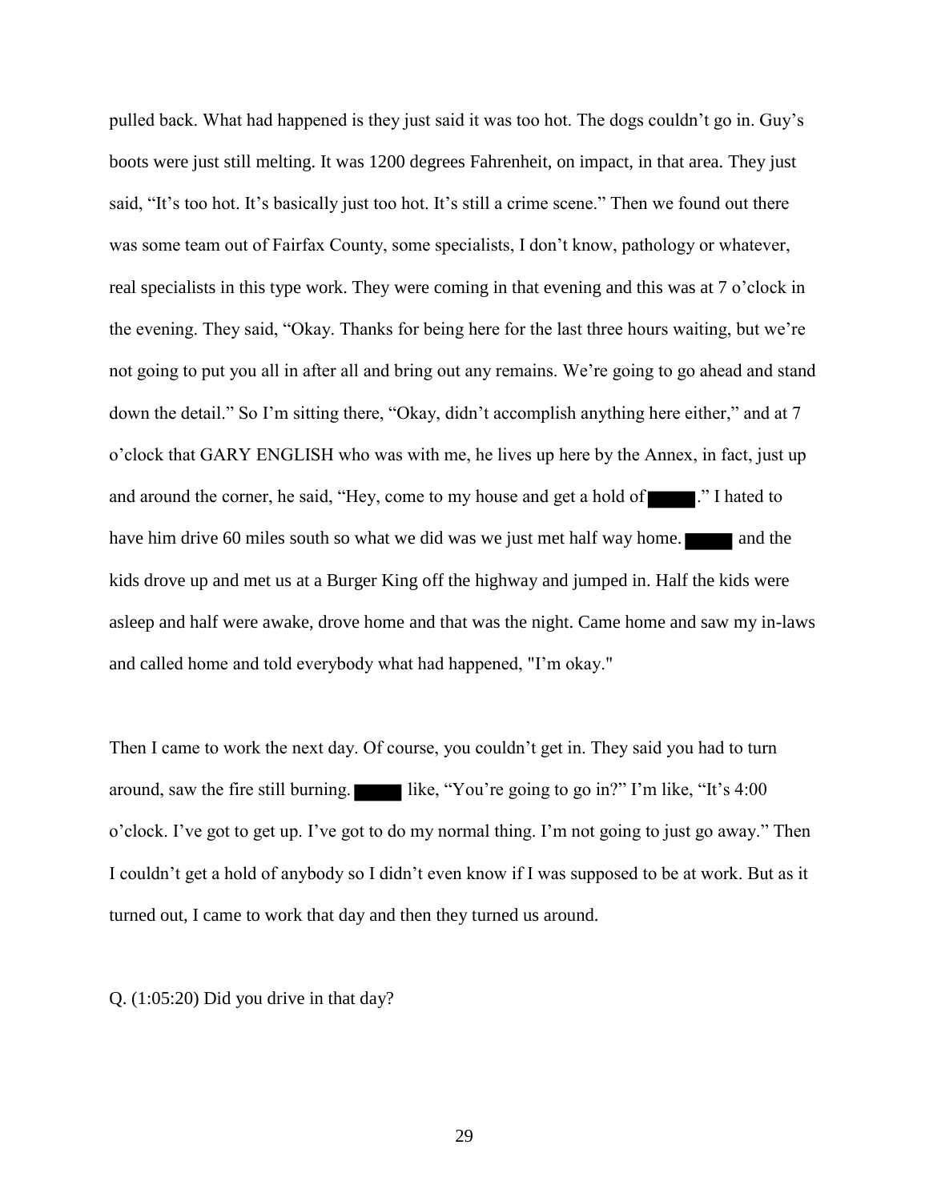pulled back. What had happened is they just said it was too hot. The dogs couldn't go in. Guy's boots were just still melting. It was 1200 degrees Fahrenheit, on impact, in that area. They just said, "It's too hot. It's basically just too hot. It's still a crime scene." Then we found out there was some team out of Fairfax County, some specialists, I don't know, pathology or whatever, real specialists in this type work. They were coming in that evening and this was at 7 o'clock in the evening. They said, "Okay. Thanks for being here for the last three hours waiting, but we're not going to put you all in after all and bring out any remains. We're going to go ahead and stand down the detail." So I'm sitting there, "Okay, didn't accomplish anything here either," and at 7 o'clock that GARY ENGLISH who was with me, he lives up here by the Annex, in fact, just up and around the corner, he said, "Hey, come to my house and get a hold of ███." I hated to have him drive 60 miles south so what we did was we just met half way home. ███ and the kids drove up and met us at a Burger King off the highway and jumped in. Half the kids were asleep and half were awake, drove home and that was the night. Came home and saw my in-laws and called home and told everybody what had happened, "I'm okay."

Then I came to work the next day. Of course, you couldn't get in. They said you had to turn around, saw the fire still burning. ███ like, "You're going to go in?" I'm like, "It's 4:00 o'clock. I've got to get up. I've got to do my normal thing. I'm not going to just go away." Then I couldn't get a hold of anybody so I didn't even know if I was supposed to be at work. But as it turned out, I came to work that day and then they turned us around.

Q. (1:05:20) Did you drive in that day?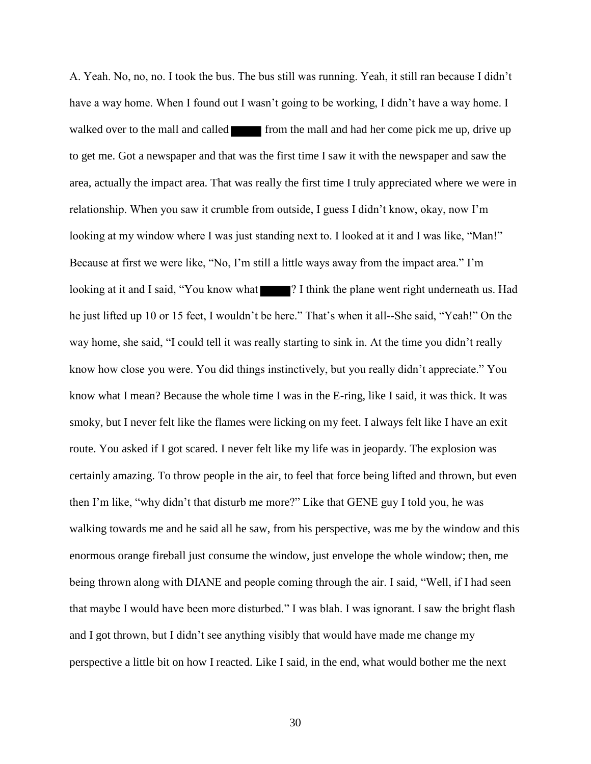A. Yeah. No, no, no. I took the bus. The bus still was running. Yeah, it still ran because I didn't have a way home. When I found out I wasn't going to be working, I didn't have a way home. I walked over to the mall and called ████ from the mall and had her come pick me up, drive up to get me. Got a newspaper and that was the first time I saw it with the newspaper and saw the area, actually the impact area. That was really the first time I truly appreciated where we were in relationship. When you saw it crumble from outside, I guess I didn't know, okay, now I'm looking at my window where I was just standing next to. I looked at it and I was like, "Man!" Because at first we were like, "No, I'm still a little ways away from the impact area." I'm looking at it and I said, "You know what ████? I think the plane went right underneath us. Had he just lifted up 10 or 15 feet, I wouldn't be here." That's when it all--She said, "Yeah!" On the way home, she said, "I could tell it was really starting to sink in. At the time you didn't really know how close you were. You did things instinctively, but you really didn't appreciate." You know what I mean? Because the whole time I was in the E-ring, like I said, it was thick. It was smoky, but I never felt like the flames were licking on my feet. I always felt like I have an exit route. You asked if I got scared. I never felt like my life was in jeopardy. The explosion was certainly amazing. To throw people in the air, to feel that force being lifted and thrown, but even then I'm like, "why didn't that disturb me more?" Like that GENE guy I told you, he was walking towards me and he said all he saw, from his perspective, was me by the window and this enormous orange fireball just consume the window, just envelope the whole window; then, me being thrown along with DIANE and people coming through the air. I said, "Well, if I had seen that maybe I would have been more disturbed." I was blah. I was ignorant. I saw the bright flash and I got thrown, but I didn't see anything visibly that would have made me change my perspective a little bit on how I reacted. Like I said, in the end, what would bother me the next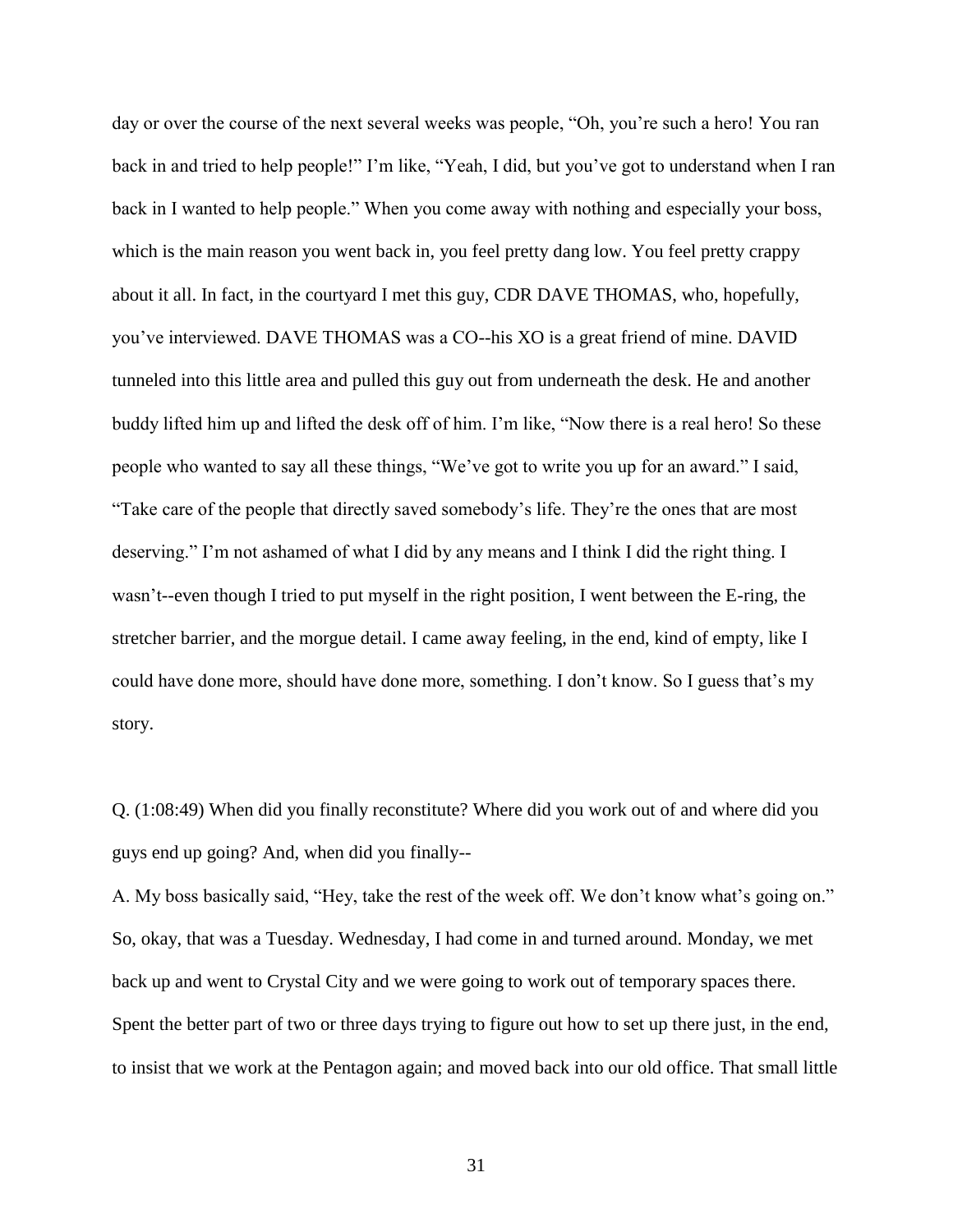day or over the course of the next several weeks was people, "Oh, you're such a hero! You ran back in and tried to help people!" I'm like, "Yeah, I did, but you've got to understand when I ran back in I wanted to help people." When you come away with nothing and especially your boss, which is the main reason you went back in, you feel pretty dang low. You feel pretty crappy about it all. In fact, in the courtyard I met this guy, CDR DAVE THOMAS, who, hopefully, you've interviewed. DAVE THOMAS was a CO--his XO is a great friend of mine. DAVID tunneled into this little area and pulled this guy out from underneath the desk. He and another buddy lifted him up and lifted the desk off of him. I'm like, "Now there is a real hero! So these people who wanted to say all these things, "We've got to write you up for an award." I said, "Take care of the people that directly saved somebody's life. They're the ones that are most deserving." I'm not ashamed of what I did by any means and I think I did the right thing. I wasn't--even though I tried to put myself in the right position, I went between the E-ring, the stretcher barrier, and the morgue detail. I came away feeling, in the end, kind of empty, like I could have done more, should have done more, something. I don't know. So I guess that's my story.

Q. (1:08:49) When did you finally reconstitute? Where did you work out of and where did you guys end up going? And, when did you finally--

A. My boss basically said, "Hey, take the rest of the week off. We don't know what's going on." So, okay, that was a Tuesday. Wednesday, I had come in and turned around. Monday, we met back up and went to Crystal City and we were going to work out of temporary spaces there. Spent the better part of two or three days trying to figure out how to set up there just, in the end, to insist that we work at the Pentagon again; and moved back into our old office. That small little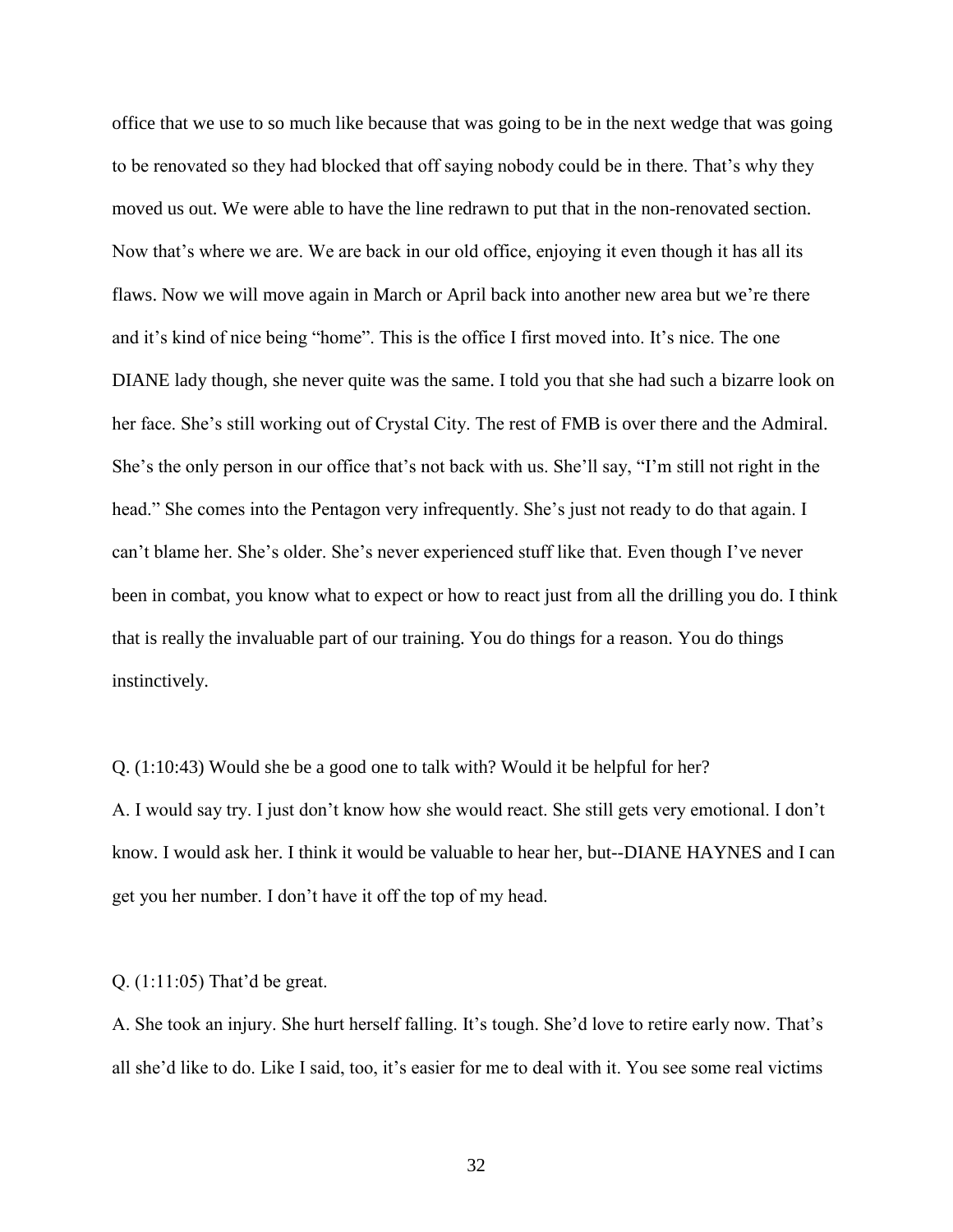office that we use to so much like because that was going to be in the next wedge that was going to be renovated so they had blocked that off saying nobody could be in there. That's why they moved us out. We were able to have the line redrawn to put that in the non-renovated section. Now that's where we are. We are back in our old office, enjoying it even though it has all its flaws. Now we will move again in March or April back into another new area but we're there and it's kind of nice being "home". This is the office I first moved into. It's nice. The one DIANE lady though, she never quite was the same. I told you that she had such a bizarre look on her face. She's still working out of Crystal City. The rest of FMB is over there and the Admiral. She's the only person in our office that's not back with us. She'll say, "I'm still not right in the head." She comes into the Pentagon very infrequently. She's just not ready to do that again. I can't blame her. She's older. She's never experienced stuff like that. Even though I've never been in combat, you know what to expect or how to react just from all the drilling you do. I think that is really the invaluable part of our training. You do things for a reason. You do things instinctively.

Q. (1:10:43) Would she be a good one to talk with? Would it be helpful for her?

A. I would say try. I just don't know how she would react. She still gets very emotional. I don't know. I would ask her. I think it would be valuable to hear her, but--DIANE HAYNES and I can get you her number. I don't have it off the top of my head.

Q. (1:11:05) That'd be great.

A. She took an injury. She hurt herself falling. It's tough. She'd love to retire early now. That's all she'd like to do. Like I said, too, it's easier for me to deal with it. You see some real victims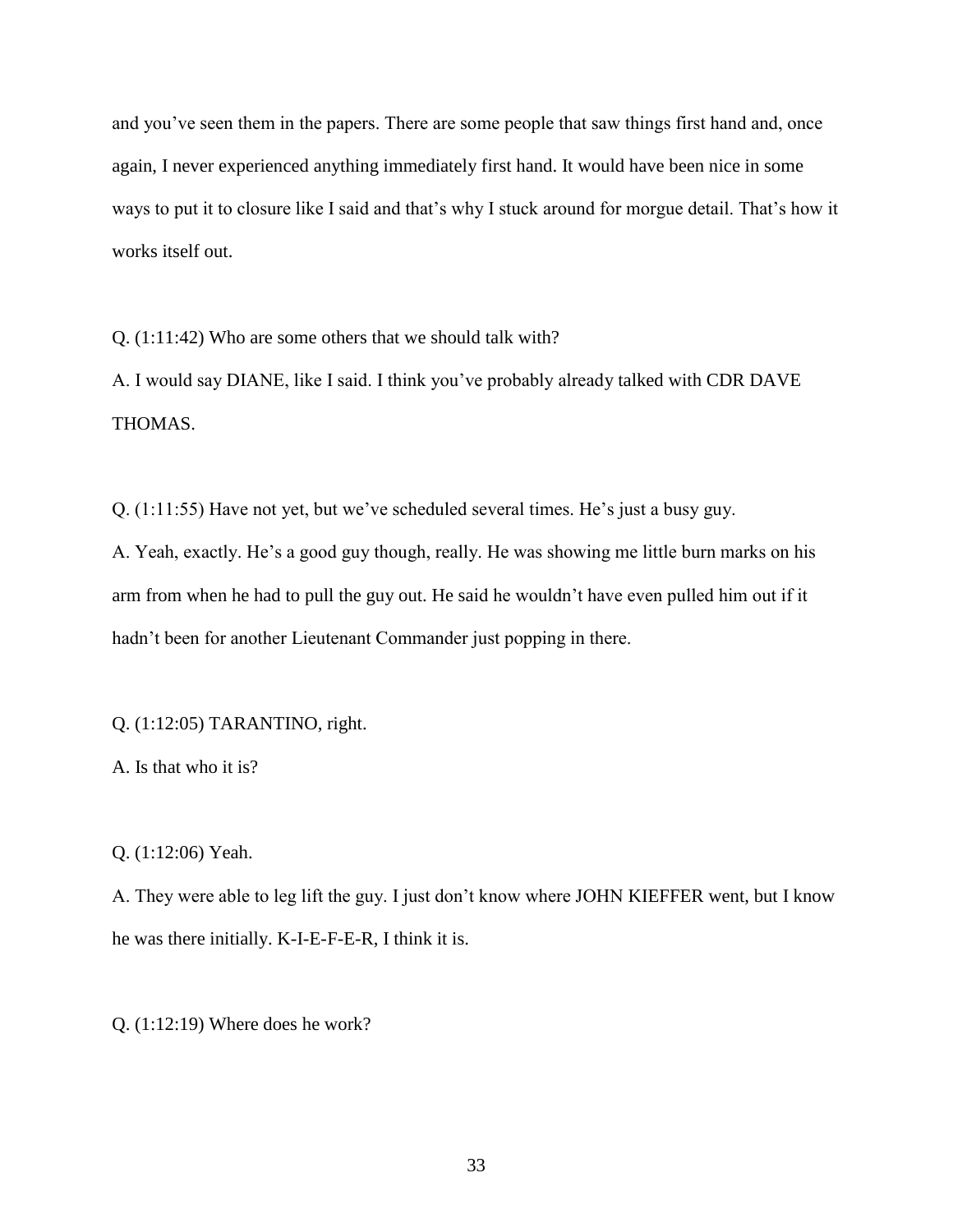and you've seen them in the papers. There are some people that saw things first hand and, once again, I never experienced anything immediately first hand. It would have been nice in some ways to put it to closure like I said and that's why I stuck around for morgue detail. That's how it works itself out.

Q. (1:11:42) Who are some others that we should talk with?

A. I would say DIANE, like I said. I think you've probably already talked with CDR DAVE THOMAS.

Q. (1:11:55) Have not yet, but we've scheduled several times. He's just a busy guy.

A. Yeah, exactly. He's a good guy though, really. He was showing me little burn marks on his arm from when he had to pull the guy out. He said he wouldn't have even pulled him out if it hadn't been for another Lieutenant Commander just popping in there.

Q. (1:12:05) TARANTINO, right.

A. Is that who it is?

Q. (1:12:06) Yeah.

A. They were able to leg lift the guy. I just don't know where JOHN KIEFFER went, but I know he was there initially. K-I-E-F-E-R, I think it is.

Q. (1:12:19) Where does he work?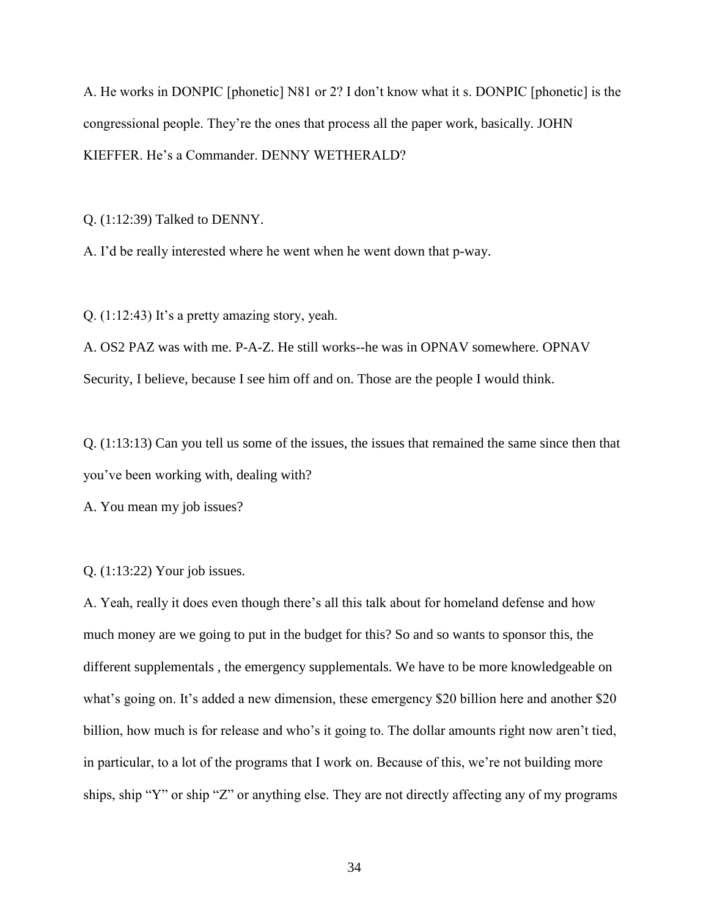A. He works in DONPIC [phonetic] N81 or 2? I don’t know what it s. DONPIC [phonetic] is the congressional people. They’re the ones that process all the paper work, basically. JOHN KIEFFER. He’s a Commander. DENNY WETHERALD?

Q. (1:12:39) Talked to DENNY.

A. I’d be really interested where he went when he went down that p-way.

Q. (1:12:43) It’s a pretty amazing story, yeah.

A. OS2 PAZ was with me. P-A-Z. He still works--he was in OPNAV somewhere. OPNAV Security, I believe, because I see him off and on. Those are the people I would think.

Q. (1:13:13) Can you tell us some of the issues, the issues that remained the same since then that you’ve been working with, dealing with?

A. You mean my job issues?

Q. (1:13:22) Your job issues.

A. Yeah, really it does even though there’s all this talk about for homeland defense and how much money are we going to put in the budget for this? So and so wants to sponsor this, the different supplementals , the emergency supplementals. We have to be more knowledgeable on what’s going on. It’s added a new dimension, these emergency $20 billion here and another $20 billion, how much is for release and who’s it going to. The dollar amounts right now aren’t tied, in particular, to a lot of the programs that I work on. Because of this, we’re not building more ships, ship “Y” or ship “Z” or anything else. They are not directly affecting any of my programs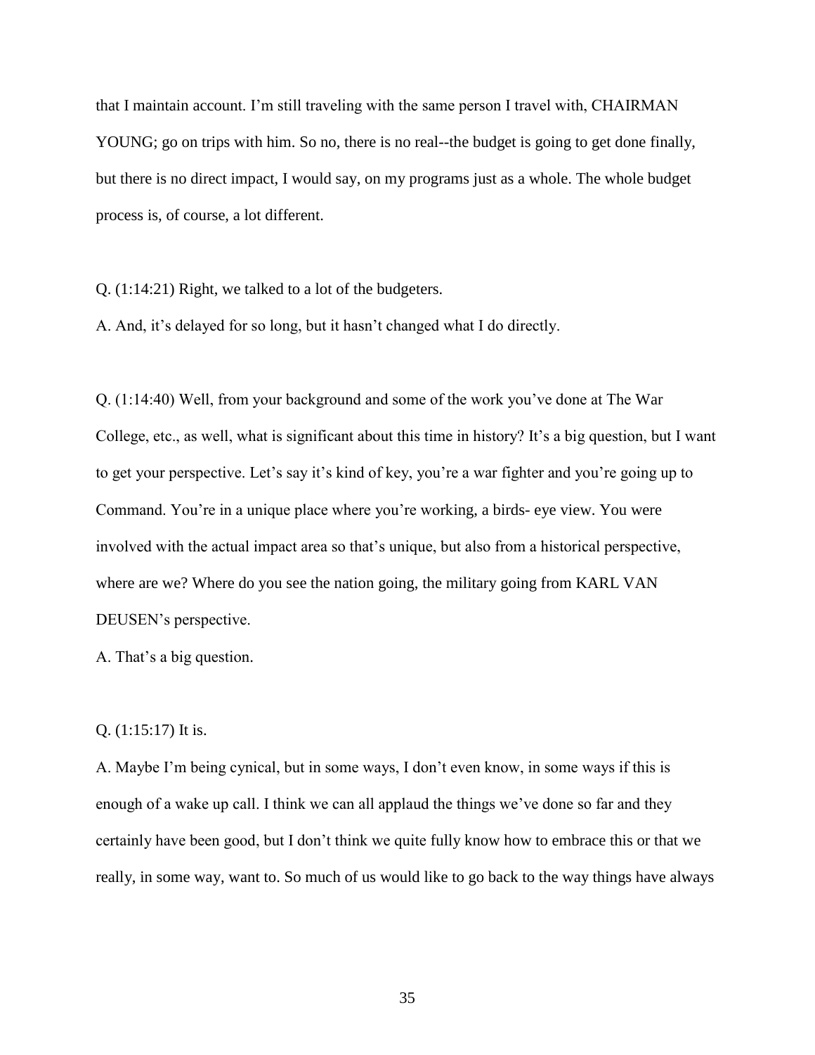that I maintain account. I'm still traveling with the same person I travel with, CHAIRMAN YOUNG; go on trips with him. So no, there is no real--the budget is going to get done finally, but there is no direct impact, I would say, on my programs just as a whole. The whole budget process is, of course, a lot different.

Q. (1:14:21) Right, we talked to a lot of the budgeters.

A. And, it's delayed for so long, but it hasn't changed what I do directly.

Q. (1:14:40) Well, from your background and some of the work you've done at The War College, etc., as well, what is significant about this time in history? It's a big question, but I want to get your perspective. Let's say it's kind of key, you're a war fighter and you're going up to Command. You're in a unique place where you're working, a birds- eye view. You were involved with the actual impact area so that's unique, but also from a historical perspective, where are we? Where do you see the nation going, the military going from KARL VAN DEUSEN's perspective.

A. That's a big question.

Q. (1:15:17) It is.

A. Maybe I'm being cynical, but in some ways, I don't even know, in some ways if this is enough of a wake up call. I think we can all applaud the things we've done so far and they certainly have been good, but I don't think we quite fully know how to embrace this or that we really, in some way, want to. So much of us would like to go back to the way things have always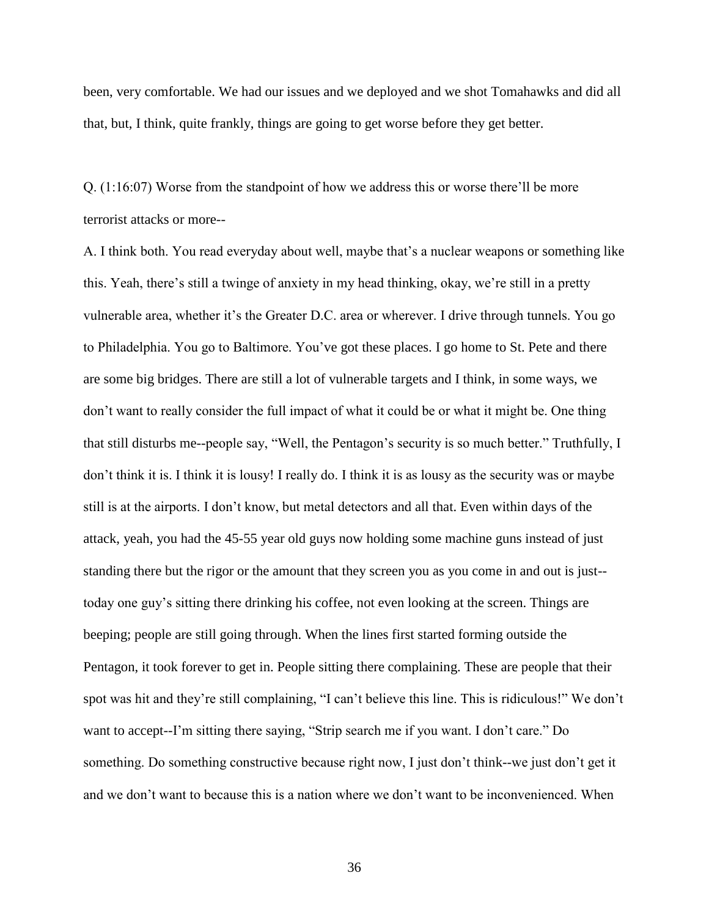been, very comfortable. We had our issues and we deployed and we shot Tomahawks and did all that, but, I think, quite frankly, things are going to get worse before they get better.

Q. (1:16:07) Worse from the standpoint of how we address this or worse there'll be more terrorist attacks or more--

A. I think both. You read everyday about well, maybe that's a nuclear weapons or something like this. Yeah, there's still a twinge of anxiety in my head thinking, okay, we're still in a pretty vulnerable area, whether it's the Greater D.C. area or wherever. I drive through tunnels. You go to Philadelphia. You go to Baltimore. You've got these places. I go home to St. Pete and there are some big bridges. There are still a lot of vulnerable targets and I think, in some ways, we don't want to really consider the full impact of what it could be or what it might be. One thing that still disturbs me--people say, "Well, the Pentagon's security is so much better." Truthfully, I don't think it is. I think it is lousy! I really do. I think it is as lousy as the security was or maybe still is at the airports. I don't know, but metal detectors and all that. Even within days of the attack, yeah, you had the 45-55 year old guys now holding some machine guns instead of just standing there but the rigor or the amount that they screen you as you come in and out is just--today one guy's sitting there drinking his coffee, not even looking at the screen. Things are beeping; people are still going through. When the lines first started forming outside the Pentagon, it took forever to get in. People sitting there complaining. These are people that their spot was hit and they're still complaining, "I can't believe this line. This is ridiculous!" We don't want to accept--I'm sitting there saying, "Strip search me if you want. I don't care." Do something. Do something constructive because right now, I just don't think--we just don't get it and we don't want to because this is a nation where we don't want to be inconvenienced. When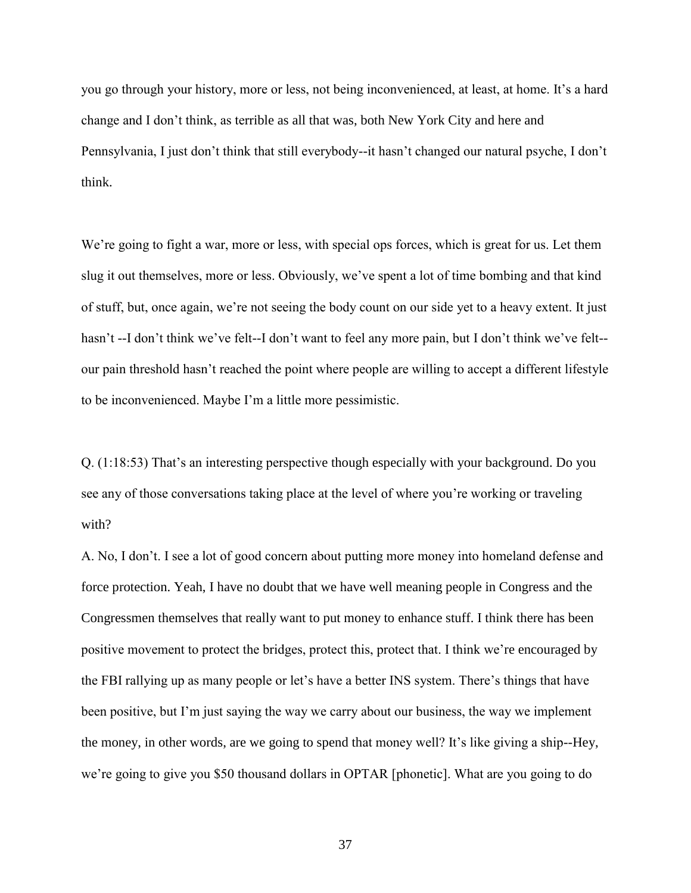you go through your history, more or less, not being inconvenienced, at least, at home. It's a hard change and I don't think, as terrible as all that was, both New York City and here and Pennsylvania, I just don't think that still everybody--it hasn't changed our natural psyche, I don't think.

We're going to fight a war, more or less, with special ops forces, which is great for us. Let them slug it out themselves, more or less. Obviously, we've spent a lot of time bombing and that kind of stuff, but, once again, we're not seeing the body count on our side yet to a heavy extent. It just hasn't --I don't think we've felt--I don't want to feel any more pain, but I don't think we've felt--our pain threshold hasn't reached the point where people are willing to accept a different lifestyle to be inconvenienced. Maybe I'm a little more pessimistic.

Q. (1:18:53) That's an interesting perspective though especially with your background. Do you see any of those conversations taking place at the level of where you're working or traveling with?

A. No, I don't. I see a lot of good concern about putting more money into homeland defense and force protection. Yeah, I have no doubt that we have well meaning people in Congress and the Congressmen themselves that really want to put money to enhance stuff. I think there has been positive movement to protect the bridges, protect this, protect that. I think we're encouraged by the FBI rallying up as many people or let's have a better INS system. There's things that have been positive, but I'm just saying the way we carry about our business, the way we implement the money, in other words, are we going to spend that money well? It's like giving a ship--Hey, we're going to give you $50 thousand dollars in OPTAR [phonetic]. What are you going to do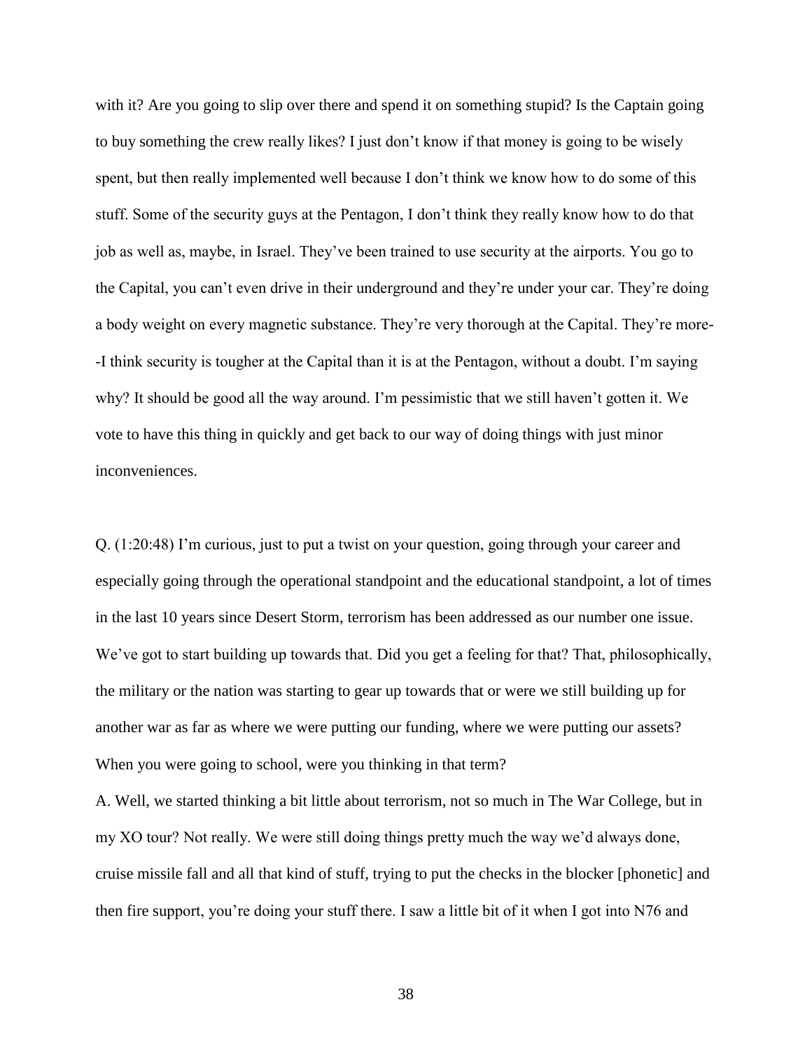with it? Are you going to slip over there and spend it on something stupid? Is the Captain going to buy something the crew really likes? I just don't know if that money is going to be wisely spent, but then really implemented well because I don't think we know how to do some of this stuff. Some of the security guys at the Pentagon, I don't think they really know how to do that job as well as, maybe, in Israel. They've been trained to use security at the airports. You go to the Capital, you can't even drive in their underground and they're under your car. They're doing a body weight on every magnetic substance. They're very thorough at the Capital. They're more--I think security is tougher at the Capital than it is at the Pentagon, without a doubt. I'm saying why? It should be good all the way around. I'm pessimistic that we still haven't gotten it. We vote to have this thing in quickly and get back to our way of doing things with just minor inconveniences.

Q. (1:20:48) I'm curious, just to put a twist on your question, going through your career and especially going through the operational standpoint and the educational standpoint, a lot of times in the last 10 years since Desert Storm, terrorism has been addressed as our number one issue. We've got to start building up towards that. Did you get a feeling for that? That, philosophically, the military or the nation was starting to gear up towards that or were we still building up for another war as far as where we were putting our funding, where we were putting our assets? When you were going to school, were you thinking in that term?

A. Well, we started thinking a bit little about terrorism, not so much in The War College, but in my XO tour? Not really. We were still doing things pretty much the way we'd always done, cruise missile fall and all that kind of stuff, trying to put the checks in the blocker [phonetic] and then fire support, you're doing your stuff there. I saw a little bit of it when I got into N76 and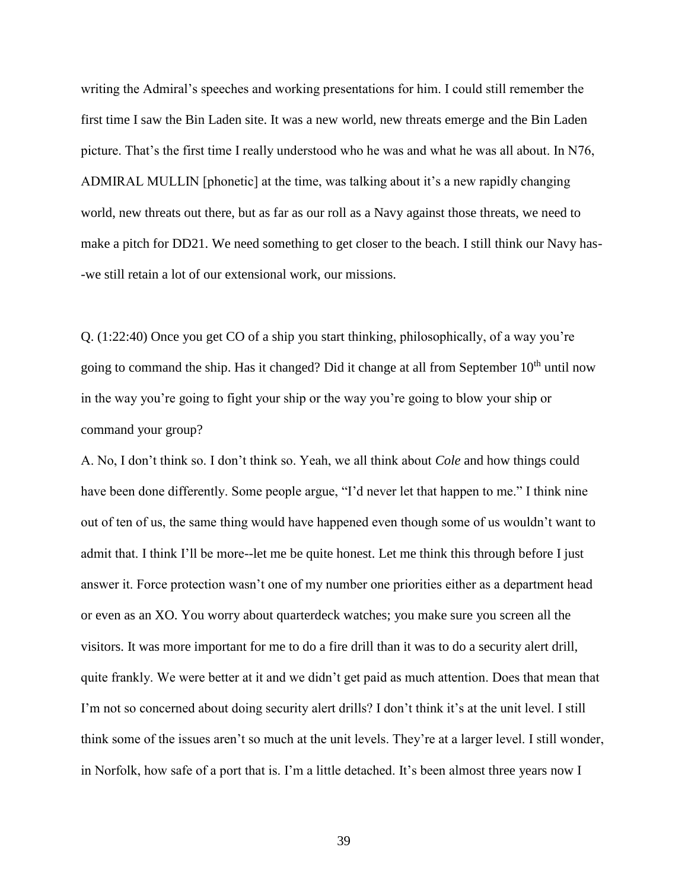writing the Admiral's speeches and working presentations for him. I could still remember the first time I saw the Bin Laden site. It was a new world, new threats emerge and the Bin Laden picture. That's the first time I really understood who he was and what he was all about. In N76, ADMIRAL MULLIN [phonetic] at the time, was talking about it's a new rapidly changing world, new threats out there, but as far as our roll as a Navy against those threats, we need to make a pitch for DD21. We need something to get closer to the beach. I still think our Navy has--we still retain a lot of our extensional work, our missions.

Q. (1:22:40) Once you get CO of a ship you start thinking, philosophically, of a way you're going to command the ship. Has it changed? Did it change at all from September 10th until now in the way you're going to fight your ship or the way you're going to blow your ship or command your group?

A. No, I don't think so. I don't think so. Yeah, we all think about *Cole* and how things could have been done differently. Some people argue, "I'd never let that happen to me." I think nine out of ten of us, the same thing would have happened even though some of us wouldn't want to admit that. I think I'll be more--let me be quite honest. Let me think this through before I just answer it. Force protection wasn't one of my number one priorities either as a department head or even as an XO. You worry about quarterdeck watches; you make sure you screen all the visitors. It was more important for me to do a fire drill than it was to do a security alert drill, quite frankly. We were better at it and we didn't get paid as much attention. Does that mean that I'm not so concerned about doing security alert drills? I don't think it's at the unit level. I still think some of the issues aren't so much at the unit levels. They're at a larger level. I still wonder, in Norfolk, how safe of a port that is. I'm a little detached. It's been almost three years now I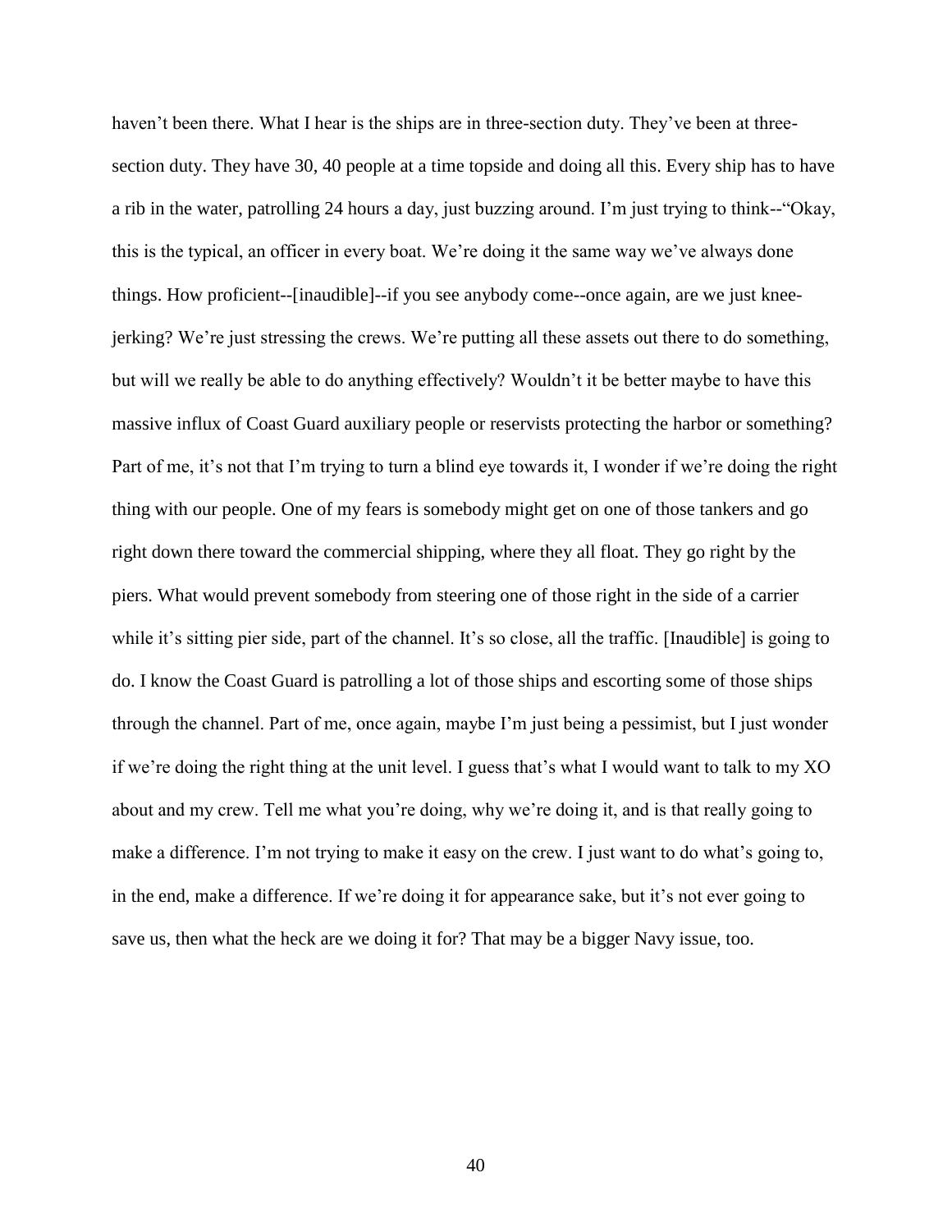haven't been there. What I hear is the ships are in three-section duty. They've been at three-section duty. They have 30, 40 people at a time topside and doing all this. Every ship has to have a rib in the water, patrolling 24 hours a day, just buzzing around. I'm just trying to think--"Okay, this is the typical, an officer in every boat. We're doing it the same way we've always done things. How proficient--[inaudible]--if you see anybody come--once again, are we just knee-jerking? We're just stressing the crews. We're putting all these assets out there to do something, but will we really be able to do anything effectively? Wouldn't it be better maybe to have this massive influx of Coast Guard auxiliary people or reservists protecting the harbor or something? Part of me, it's not that I'm trying to turn a blind eye towards it, I wonder if we're doing the right thing with our people. One of my fears is somebody might get on one of those tankers and go right down there toward the commercial shipping, where they all float. They go right by the piers. What would prevent somebody from steering one of those right in the side of a carrier while it's sitting pier side, part of the channel. It's so close, all the traffic. [Inaudible] is going to do. I know the Coast Guard is patrolling a lot of those ships and escorting some of those ships through the channel. Part of me, once again, maybe I'm just being a pessimist, but I just wonder if we're doing the right thing at the unit level. I guess that's what I would want to talk to my XO about and my crew. Tell me what you're doing, why we're doing it, and is that really going to make a difference. I'm not trying to make it easy on the crew. I just want to do what's going to, in the end, make a difference. If we're doing it for appearance sake, but it's not ever going to save us, then what the heck are we doing it for? That may be a bigger Navy issue, too.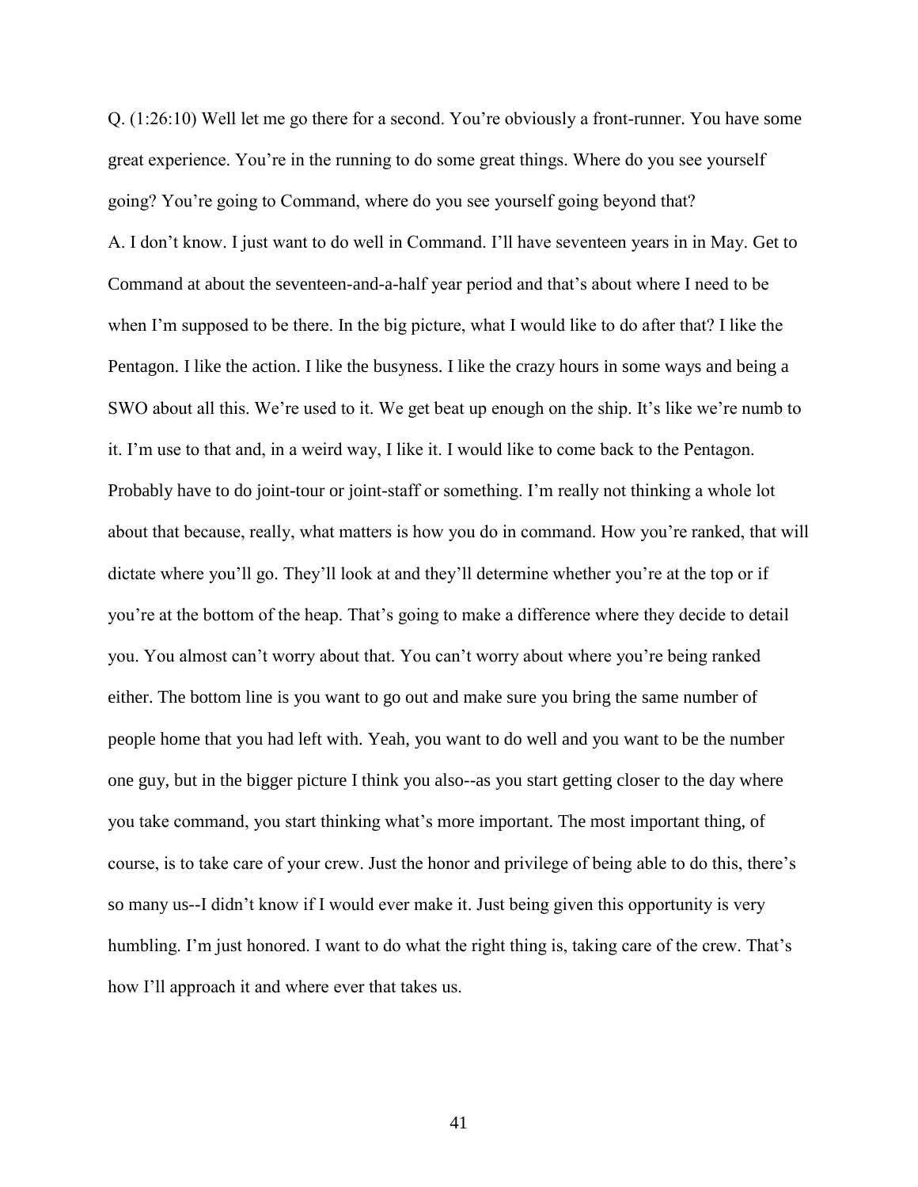Q. (1:26:10) Well let me go there for a second. You're obviously a front-runner. You have some great experience. You're in the running to do some great things. Where do you see yourself going? You're going to Command, where do you see yourself going beyond that?

A. I don't know. I just want to do well in Command. I'll have seventeen years in in May. Get to Command at about the seventeen-and-a-half year period and that's about where I need to be when I'm supposed to be there. In the big picture, what I would like to do after that? I like the Pentagon. I like the action. I like the busyness. I like the crazy hours in some ways and being a SWO about all this. We're used to it. We get beat up enough on the ship. It's like we're numb to it. I'm use to that and, in a weird way, I like it. I would like to come back to the Pentagon. Probably have to do joint-tour or joint-staff or something. I'm really not thinking a whole lot about that because, really, what matters is how you do in command. How you're ranked, that will dictate where you'll go. They'll look at and they'll determine whether you're at the top or if you're at the bottom of the heap. That's going to make a difference where they decide to detail you. You almost can't worry about that. You can't worry about where you're being ranked either. The bottom line is you want to go out and make sure you bring the same number of people home that you had left with. Yeah, you want to do well and you want to be the number one guy, but in the bigger picture I think you also--as you start getting closer to the day where you take command, you start thinking what's more important. The most important thing, of course, is to take care of your crew. Just the honor and privilege of being able to do this, there's so many us--I didn't know if I would ever make it. Just being given this opportunity is very humbling. I'm just honored. I want to do what the right thing is, taking care of the crew. That's how I'll approach it and where ever that takes us.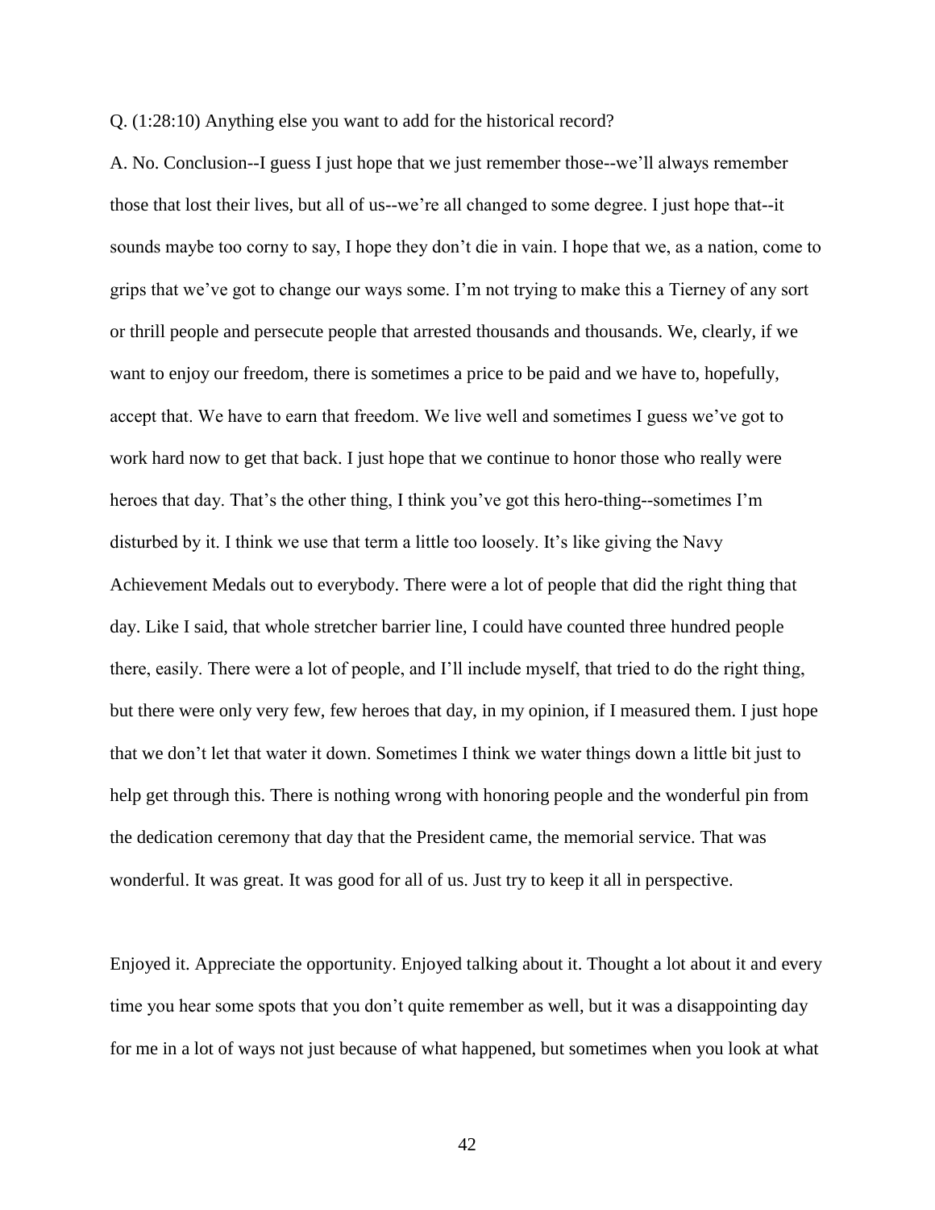Q. (1:28:10) Anything else you want to add for the historical record?

A. No. Conclusion--I guess I just hope that we just remember those--we'll always remember those that lost their lives, but all of us--we're all changed to some degree. I just hope that--it sounds maybe too corny to say, I hope they don't die in vain. I hope that we, as a nation, come to grips that we've got to change our ways some. I'm not trying to make this a Tierney of any sort or thrill people and persecute people that arrested thousands and thousands. We, clearly, if we want to enjoy our freedom, there is sometimes a price to be paid and we have to, hopefully, accept that. We have to earn that freedom. We live well and sometimes I guess we've got to work hard now to get that back. I just hope that we continue to honor those who really were heroes that day. That's the other thing, I think you've got this hero-thing--sometimes I'm disturbed by it. I think we use that term a little too loosely. It's like giving the Navy Achievement Medals out to everybody. There were a lot of people that did the right thing that day. Like I said, that whole stretcher barrier line, I could have counted three hundred people there, easily. There were a lot of people, and I'll include myself, that tried to do the right thing, but there were only very few, few heroes that day, in my opinion, if I measured them. I just hope that we don't let that water it down. Sometimes I think we water things down a little bit just to help get through this. There is nothing wrong with honoring people and the wonderful pin from the dedication ceremony that day that the President came, the memorial service. That was wonderful. It was great. It was good for all of us. Just try to keep it all in perspective.

Enjoyed it. Appreciate the opportunity. Enjoyed talking about it. Thought a lot about it and every time you hear some spots that you don't quite remember as well, but it was a disappointing day for me in a lot of ways not just because of what happened, but sometimes when you look at what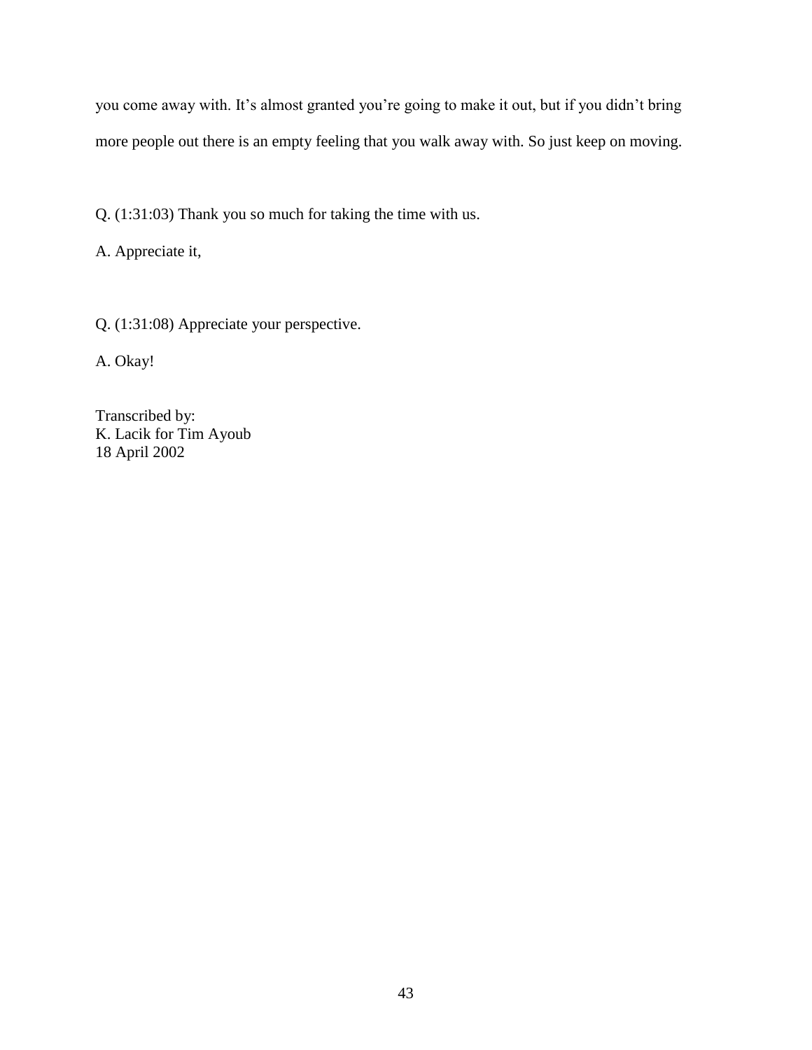you come away with. It's almost granted you're going to make it out, but if you didn't bring more people out there is an empty feeling that you walk away with. So just keep on moving.

Q. (1:31:03) Thank you so much for taking the time with us.

A. Appreciate it,

Q. (1:31:08) Appreciate your perspective.

A. Okay!

Transcribed by:
K. Lacik for Tim Ayoub
18 April 2002